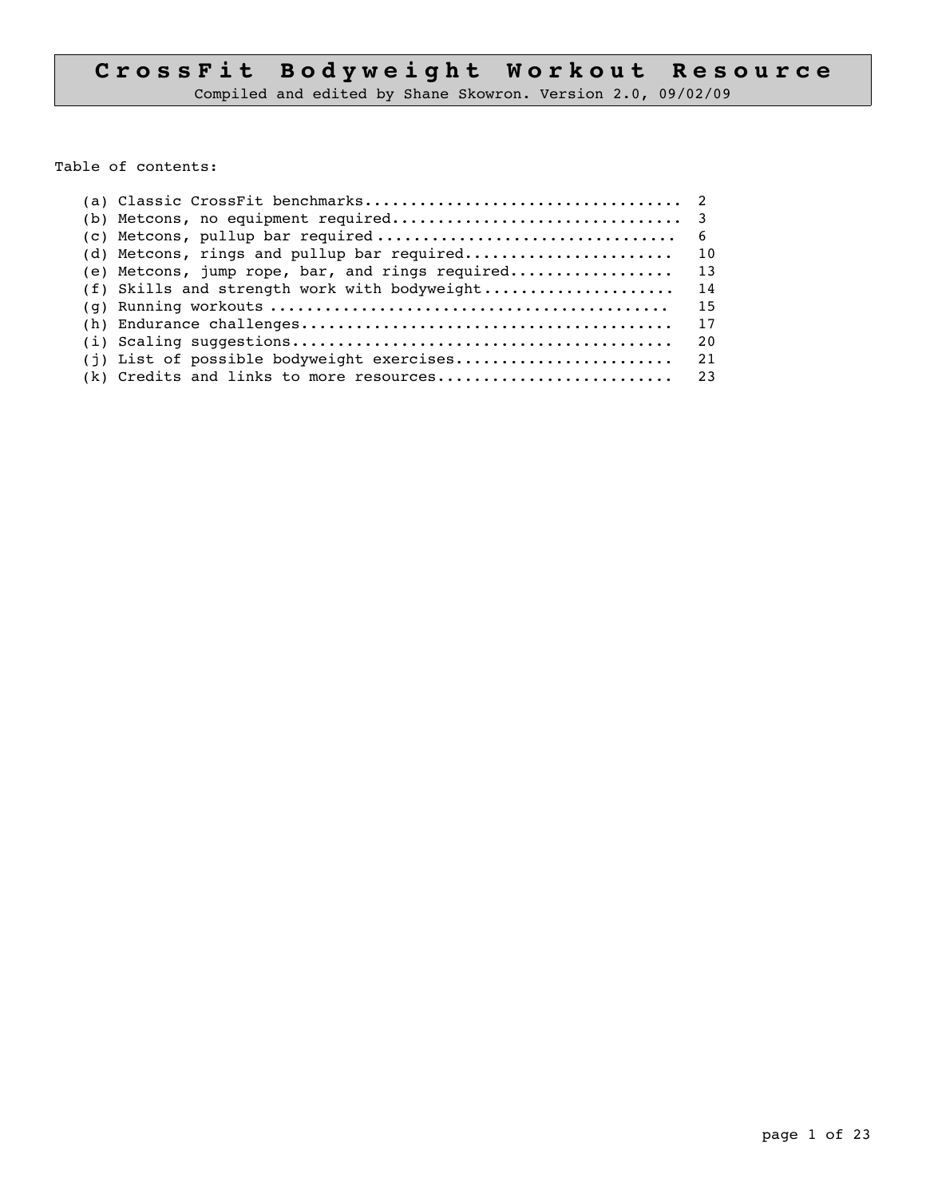# CrossFit Bodyweight Workout Resource

Compiled and edited by Shane Skowron. Version 2.0, 09/02/09

Table of contents:

(a) Classic CrossFit benchmarks.................................. 2
(b) Metcons, no equipment required............................... 3
(c) Metcons, pullup bar required................................ 6
(d) Metcons, rings and pullup bar required...................... 10
(e) Metcons, jump rope, bar, and rings required................. 13
(f) Skills and strength work with bodyweight.................... 14
(g) Running workouts ........................................... 15
(h) Endurance challenges........................................ 17
(i) Scaling suggestions......................................... 20
(j) List of possible bodyweight exercises....................... 21
(k) Credits and links to more resources......................... 23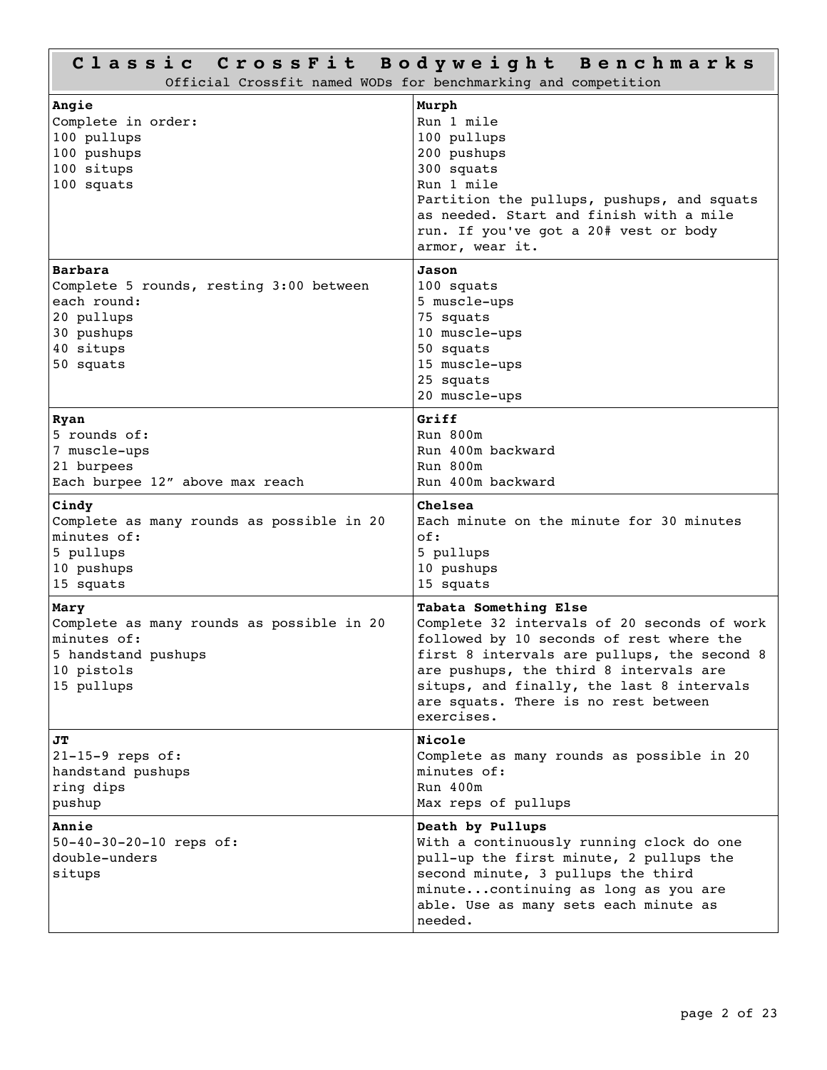# Classic CrossFit Bodyweight Benchmarks

Official Crossfit named WODs for benchmarking and competition

**Angie**
Complete in order:
100 pullups
100 pushups
100 situps
100 squats

**Murph**
Run 1 mile
100 pullups
200 pushups
300 squats
Run 1 mile
Partition the pullups, pushups, and squats as needed. Start and finish with a mile run. If you've got a 20# vest or body armor, wear it.

**Barbara**
Complete 5 rounds, resting 3:00 between each round:
20 pullups
30 pushups
40 situps
50 squats

**Jason**
100 squats
5 muscle-ups
75 squats
10 muscle-ups
50 squats
15 muscle-ups
25 squats
20 muscle-ups

**Ryan**
5 rounds of:
7 muscle-ups
21 burpees
Each burpee 12" above max reach

**Griff**
Run 800m
Run 400m backward
Run 800m
Run 400m backward

**Cindy**
Complete as many rounds as possible in 20 minutes of:
5 pullups
10 pushups
15 squats

**Chelsea**
Each minute on the minute for 30 minutes of:
5 pullups
10 pushups
15 squats

**Mary**
Complete as many rounds as possible in 20 minutes of:
5 handstand pushups
10 pistols
15 pullups

**Tabata Something Else**
Complete 32 intervals of 20 seconds of work followed by 10 seconds of rest where the first 8 intervals are pullups, the second 8 are pushups, the third 8 intervals are situps, and finally, the last 8 intervals are squats. There is no rest between exercises.

**JT**
21-15-9 reps of:
handstand pushups
ring dips
pushup

**Nicole**
Complete as many rounds as possible in 20 minutes of:
Run 400m
Max reps of pullups

**Annie**
50-40-30-20-10 reps of:
double-unders
situps

**Death by Pullups**
With a continuously running clock do one pull-up the first minute, 2 pullups the second minute, 3 pullups the third minute...continuing as long as you are able. Use as many sets each minute as needed.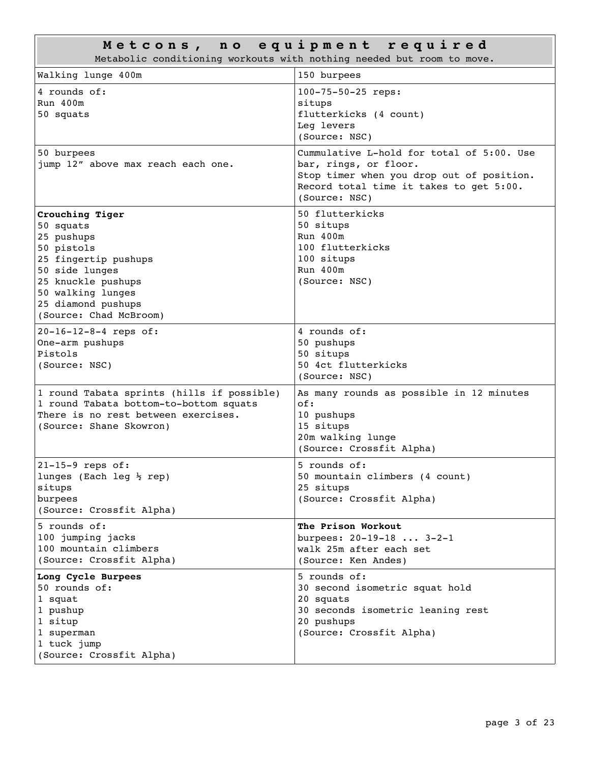# Metcons, no equipment required

Metabolic conditioning workouts with nothing needed but room to move.

| | |
|---|---|
| Walking lunge 400m | 150 burpees |
| 4 rounds of:<br>Run 400m<br>50 squats | 100-75-50-25 reps:<br>situps<br>flutterkicks (4 count)<br>Leg levers<br>(Source: NSC) |
| 50 burpees<br>jump 12" above max reach each one. | Cummulative L-hold for total of 5:00. Use bar, rings, or floor.<br>Stop timer when you drop out of position.<br>Record total time it takes to get 5:00.<br>(Source: NSC) |
| **Crouching Tiger**<br>50 squats<br>25 pushups<br>50 pistols<br>25 fingertip pushups<br>50 side lunges<br>25 knuckle pushups<br>50 walking lunges<br>25 diamond pushups<br>(Source: Chad McBroom) | 50 flutterkicks<br>50 situps<br>Run 400m<br>100 flutterkicks<br>100 situps<br>Run 400m<br>(Source: NSC) |
| 20-16-12-8-4 reps of:<br>One-arm pushups<br>Pistols<br>(Source: NSC) | 4 rounds of:<br>50 pushups<br>50 situps<br>50 4ct flutterkicks<br>(Source: NSC) |
| 1 round Tabata sprints (hills if possible)<br>1 round Tabata bottom-to-bottom squats<br>There is no rest between exercises.<br>(Source: Shane Skowron) | As many rounds as possible in 12 minutes of:<br>10 pushups<br>15 situps<br>20m walking lunge<br>(Source: Crossfit Alpha) |
| 21-15-9 reps of:<br>lunges (Each leg ½ rep)<br>situps<br>burpees<br>(Source: Crossfit Alpha) | 5 rounds of:<br>50 mountain climbers (4 count)<br>25 situps<br>(Source: Crossfit Alpha) |
| 5 rounds of:<br>100 jumping jacks<br>100 mountain climbers<br>(Source: Crossfit Alpha) | **The Prison Workout**<br>burpees: 20-19-18 ... 3-2-1<br>walk 25m after each set<br>(Source: Ken Andes) |
| **Long Cycle Burpees**<br>50 rounds of:<br>1 squat<br>1 pushup<br>1 situp<br>1 superman<br>1 tuck jump<br>(Source: Crossfit Alpha) | 5 rounds of:<br>30 second isometric squat hold<br>20 squats<br>30 seconds isometric leaning rest<br>20 pushups<br>(Source: Crossfit Alpha) |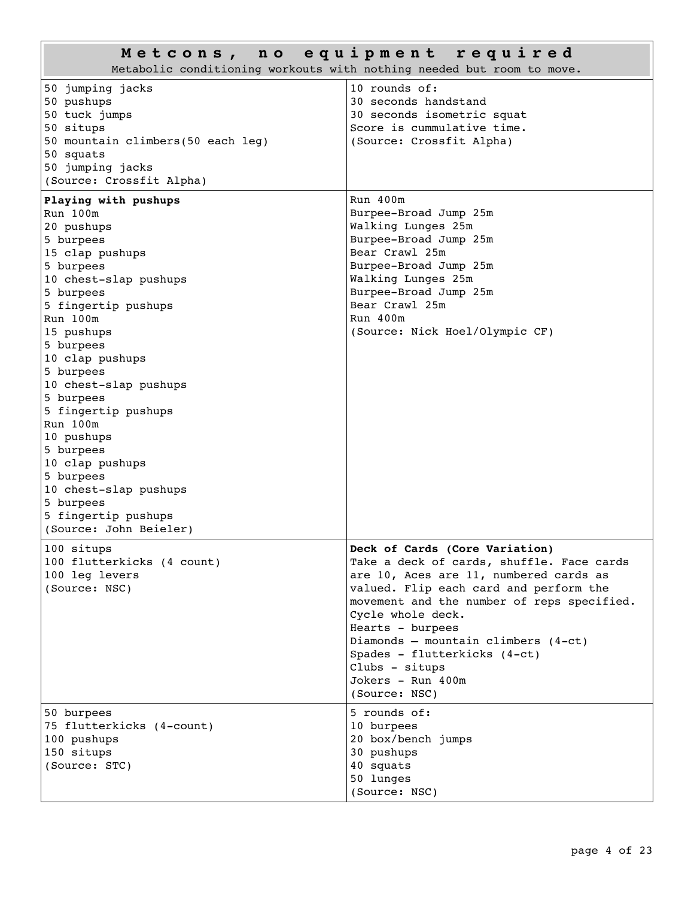# Metcons, no equipment required

Metabolic conditioning workouts with nothing needed but room to move.

50 jumping jacks
50 pushups
50 tuck jumps
50 situps
50 mountain climbers(50 each leg)
50 squats
50 jumping jacks
(Source: Crossfit Alpha)

10 rounds of:
30 seconds handstand
30 seconds isometric squat
Score is cummulative time.
(Source: Crossfit Alpha)

**Playing with pushups**
Run 100m
20 pushups
5 burpees
15 clap pushups
5 burpees
10 chest-slap pushups
5 burpees
5 fingertip pushups
Run 100m
15 pushups
5 burpees
10 clap pushups
5 burpees
10 chest-slap pushups
5 burpees
5 fingertip pushups
Run 100m
10 pushups
5 burpees
10 clap pushups
5 burpees
10 chest-slap pushups
5 burpees
5 fingertip pushups
(Source: John Beieler)

Run 400m
Burpee-Broad Jump 25m
Walking Lunges 25m
Burpee-Broad Jump 25m
Bear Crawl 25m
Burpee-Broad Jump 25m
Walking Lunges 25m
Burpee-Broad Jump 25m
Bear Crawl 25m
Run 400m
(Source: Nick Hoel/Olympic CF)

100 situps
100 flutterkicks (4 count)
100 leg levers
(Source: NSC)

**Deck of Cards (Core Variation)**
Take a deck of cards, shuffle. Face cards are 10, Aces are 11, numbered cards as valued. Flip each card and perform the movement and the number of reps specified. Cycle whole deck.
Hearts - burpees
Diamonds – mountain climbers (4-ct)
Spades - flutterkicks (4-ct)
Clubs - situps
Jokers - Run 400m
(Source: NSC)

50 burpees
75 flutterkicks (4-count)
100 pushups
150 situps
(Source: STC)

5 rounds of:
10 burpees
20 box/bench jumps
30 pushups
40 squats
50 lunges
(Source: NSC)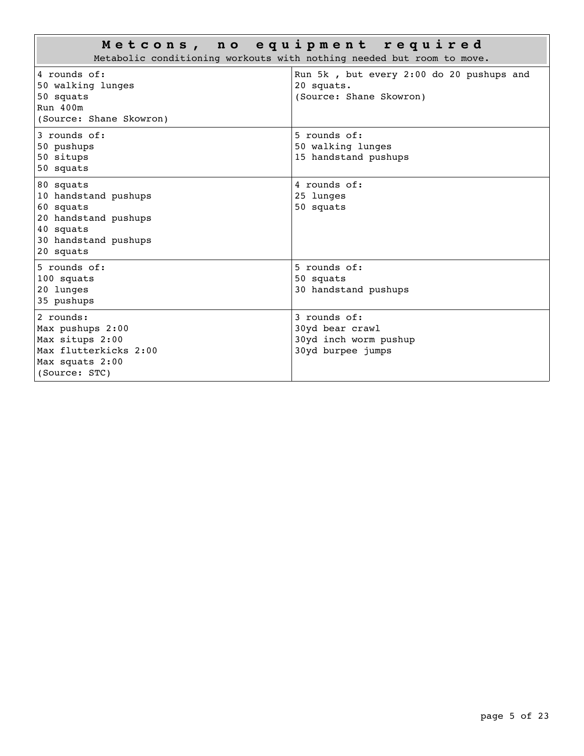## Metcons, no equipment required

Metabolic conditioning workouts with nothing needed but room to move.

| | |
|---|---|
| 4 rounds of:<br>50 walking lunges<br>50 squats<br>Run 400m<br>(Source: Shane Skowron) | Run 5k , but every 2:00 do 20 pushups and 20 squats.<br>(Source: Shane Skowron) |
| 3 rounds of:<br>50 pushups<br>50 situps<br>50 squats | 5 rounds of:<br>50 walking lunges<br>15 handstand pushups |
| 80 squats<br>10 handstand pushups<br>60 squats<br>20 handstand pushups<br>40 squats<br>30 handstand pushups<br>20 squats | 4 rounds of:<br>25 lunges<br>50 squats |
| 5 rounds of:<br>100 squats<br>20 lunges<br>35 pushups | 5 rounds of:<br>50 squats<br>30 handstand pushups |
| 2 rounds:<br>Max pushups 2:00<br>Max situps 2:00<br>Max flutterkicks 2:00<br>Max squats 2:00<br>(Source: STC) | 3 rounds of:<br>30yd bear crawl<br>30yd inch worm pushup<br>30yd burpee jumps |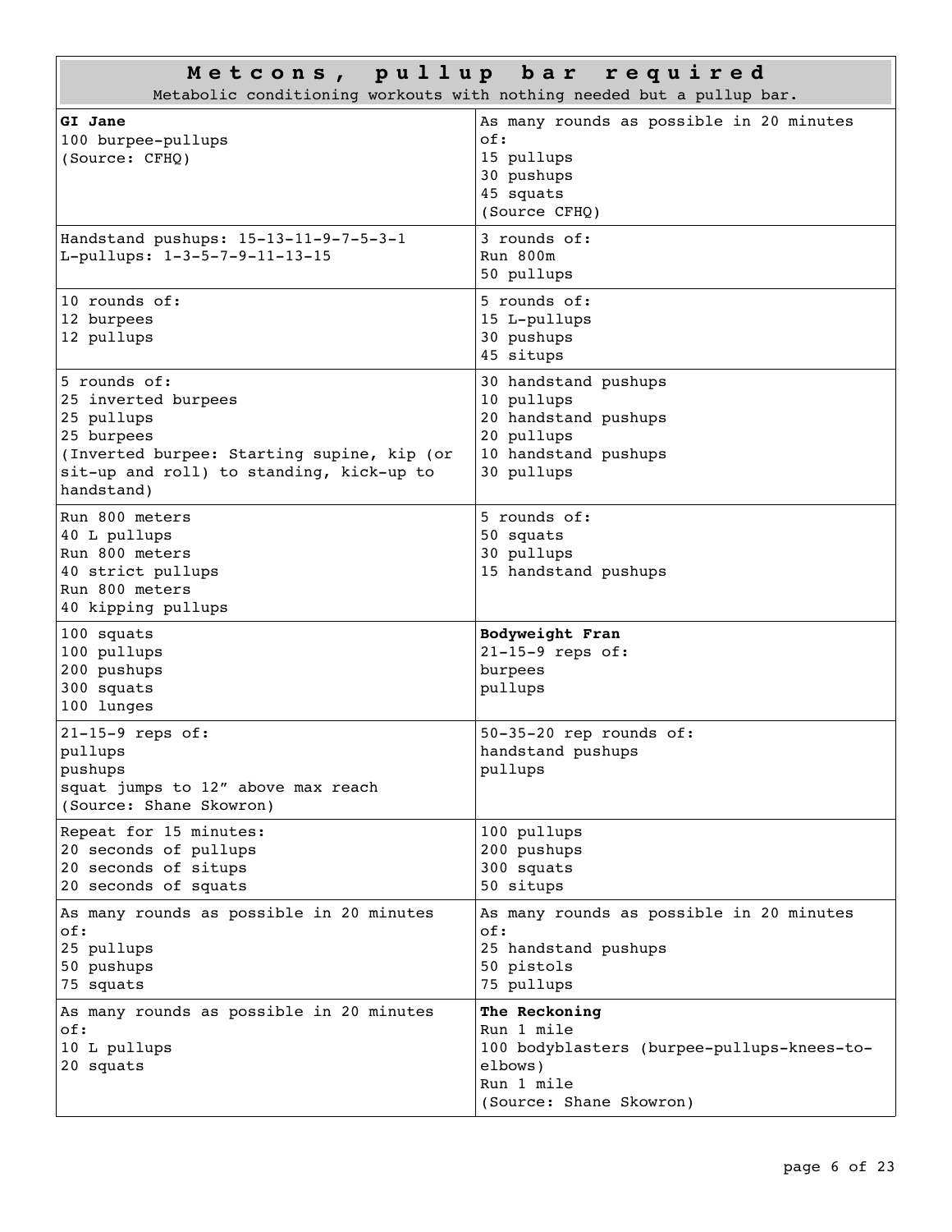# Metcons, pullup bar required

Metabolic conditioning workouts with nothing needed but a pullup bar.

| | |
|---|---|
| **GI Jane**<br>100 burpee-pullups<br>(Source: CFHQ) | As many rounds as possible in 20 minutes of:<br>15 pullups<br>30 pushups<br>45 squats<br>(Source CFHQ) |
| Handstand pushups: 15-13-11-9-7-5-3-1<br>L-pullups: 1-3-5-7-9-11-13-15 | 3 rounds of:<br>Run 800m<br>50 pullups |
| 10 rounds of:<br>12 burpees<br>12 pullups | 5 rounds of:<br>15 L-pullups<br>30 pushups<br>45 situps |
| 5 rounds of:<br>25 inverted burpees<br>25 pullups<br>25 burpees<br>(Inverted burpee: Starting supine, kip (or sit-up and roll) to standing, kick-up to handstand) | 30 handstand pushups<br>10 pullups<br>20 handstand pushups<br>20 pullups<br>10 handstand pushups<br>30 pullups |
| Run 800 meters<br>40 L pullups<br>Run 800 meters<br>40 strict pullups<br>Run 800 meters<br>40 kipping pullups | 5 rounds of:<br>50 squats<br>30 pullups<br>15 handstand pushups |
| 100 squats<br>100 pullups<br>200 pushups<br>300 squats<br>100 lunges | **Bodyweight Fran**<br>21-15-9 reps of:<br>burpees<br>pullups |
| 21-15-9 reps of:<br>pullups<br>pushups<br>squat jumps to 12" above max reach<br>(Source: Shane Skowron) | 50-35-20 rep rounds of:<br>handstand pushups<br>pullups |
| Repeat for 15 minutes:<br>20 seconds of pullups<br>20 seconds of situps<br>20 seconds of squats | 100 pullups<br>200 pushups<br>300 squats<br>50 situps |
| As many rounds as possible in 20 minutes of:<br>25 pullups<br>50 pushups<br>75 squats | As many rounds as possible in 20 minutes of:<br>25 handstand pushups<br>50 pistols<br>75 pullups |
| As many rounds as possible in 20 minutes of:<br>10 L pullups<br>20 squats | **The Reckoning**<br>Run 1 mile<br>100 bodyblasters (burpee-pullups-knees-to-elbows)<br>Run 1 mile<br>(Source: Shane Skowron) |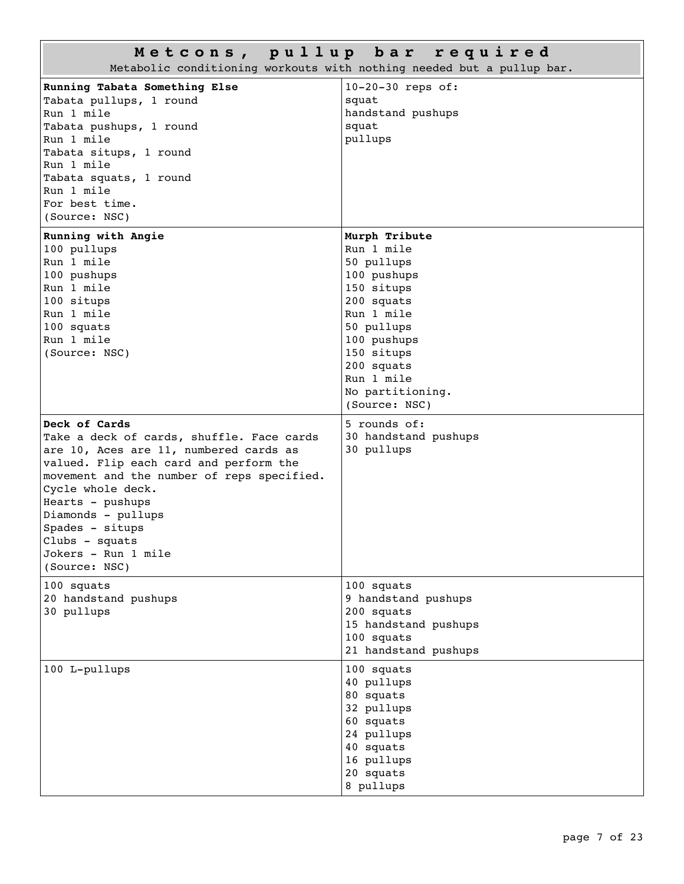# Metcons, pullup bar required

Metabolic conditioning workouts with nothing needed but a pullup bar.

---

**Running Tabata Something Else**
Tabata pullups, 1 round
Run 1 mile
Tabata pushups, 1 round
Run 1 mile
Tabata situps, 1 round
Run 1 mile
Tabata squats, 1 round
Run 1 mile
For best time.
(Source: NSC)

---

10-20-30 reps of:
squat
handstand pushups
squat
pullups

---

**Running with Angie**
100 pullups
Run 1 mile
100 pushups
Run 1 mile
100 situps
Run 1 mile
100 squats
Run 1 mile
(Source: NSC)

---

**Murph Tribute**
Run 1 mile
50 pullups
100 pushups
150 situps
200 squats
Run 1 mile
50 pullups
100 pushups
150 situps
200 squats
Run 1 mile
No partitioning.
(Source: NSC)

---

**Deck of Cards**
Take a deck of cards, shuffle. Face cards are 10, Aces are 11, numbered cards as valued. Flip each card and perform the movement and the number of reps specified. Cycle whole deck.
Hearts - pushups
Diamonds - pullups
Spades - situps
Clubs - squats
Jokers - Run 1 mile
(Source: NSC)

---

5 rounds of:
30 handstand pushups
30 pullups

---

100 squats
20 handstand pushups
30 pullups

---

100 squats
9 handstand pushups
200 squats
15 handstand pushups
100 squats
21 handstand pushups

---

100 L-pullups

---

100 squats
40 pullups
80 squats
32 pullups
60 squats
24 pullups
40 squats
16 pullups
20 squats
8 pullups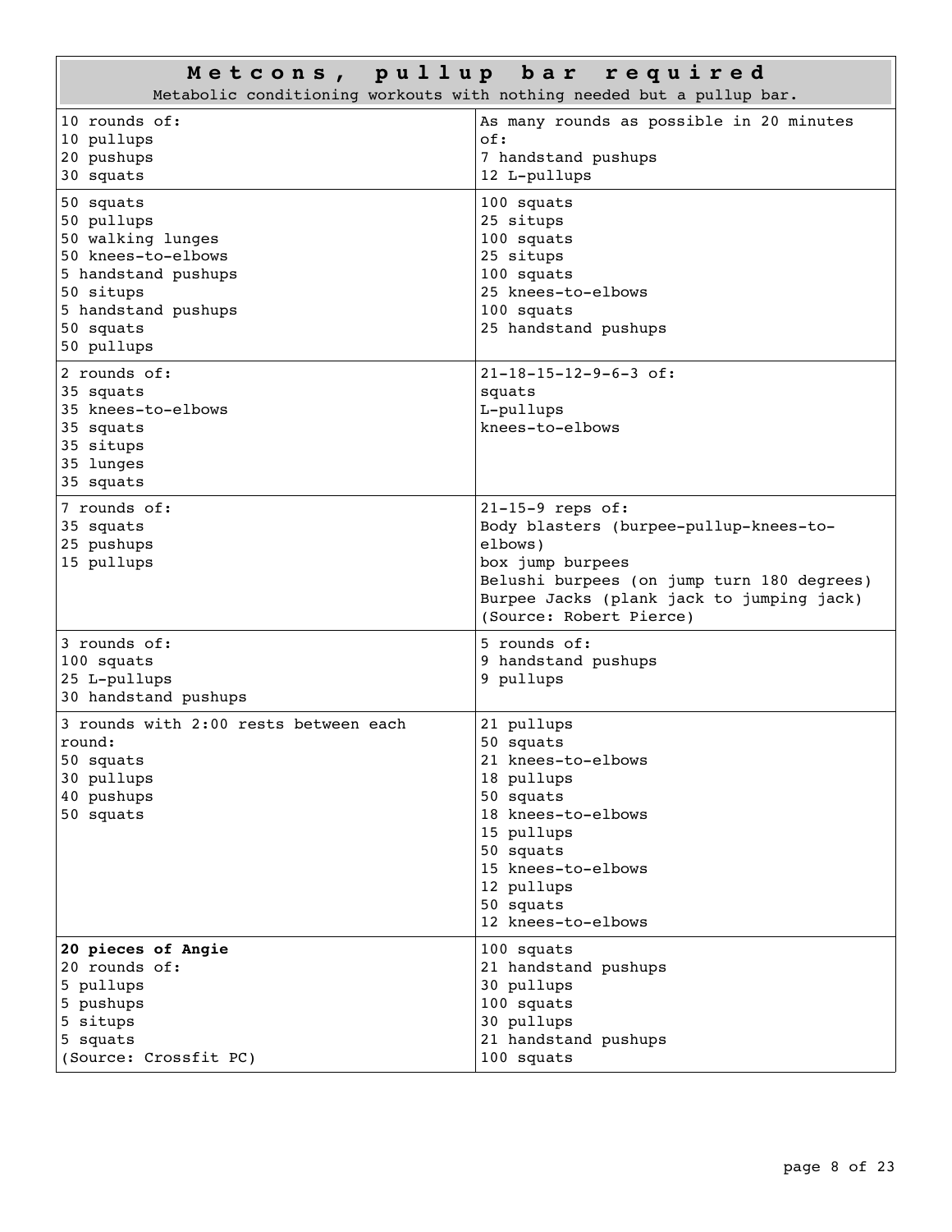# Metcons, pullup bar required

Metabolic conditioning workouts with nothing needed but a pullup bar.

| | |
|---|---|
| 10 rounds of:<br>10 pullups<br>20 pushups<br>30 squats | As many rounds as possible in 20 minutes of:<br>7 handstand pushups<br>12 L-pullups |
| 50 squats<br>50 pullups<br>50 walking lunges<br>50 knees-to-elbows<br>5 handstand pushups<br>50 situps<br>5 handstand pushups<br>50 squats<br>50 pullups | 100 squats<br>25 situps<br>100 squats<br>25 situps<br>100 squats<br>25 knees-to-elbows<br>100 squats<br>25 handstand pushups |
| 2 rounds of:<br>35 squats<br>35 knees-to-elbows<br>35 squats<br>35 situps<br>35 lunges<br>35 squats | 21-18-15-12-9-6-3 of:<br>squats<br>L-pullups<br>knees-to-elbows |
| 7 rounds of:<br>35 squats<br>25 pushups<br>15 pullups | 21-15-9 reps of:<br>Body blasters (burpee-pullup-knees-to-elbows)<br>box jump burpees<br>Belushi burpees (on jump turn 180 degrees)<br>Burpee Jacks (plank jack to jumping jack)<br>(Source: Robert Pierce) |
| 3 rounds of:<br>100 squats<br>25 L-pullups<br>30 handstand pushups | 5 rounds of:<br>9 handstand pushups<br>9 pullups |
| 3 rounds with 2:00 rests between each round:<br>50 squats<br>30 pullups<br>40 pushups<br>50 squats | 21 pullups<br>50 squats<br>21 knees-to-elbows<br>18 pullups<br>50 squats<br>18 knees-to-elbows<br>15 pullups<br>50 squats<br>15 knees-to-elbows<br>12 pullups<br>50 squats<br>12 knees-to-elbows |
| **20 pieces of Angie**<br>20 rounds of:<br>5 pullups<br>5 pushups<br>5 situps<br>5 squats<br>(Source: Crossfit PC) | 100 squats<br>21 handstand pushups<br>30 pullups<br>100 squats<br>30 pullups<br>21 handstand pushups<br>100 squats |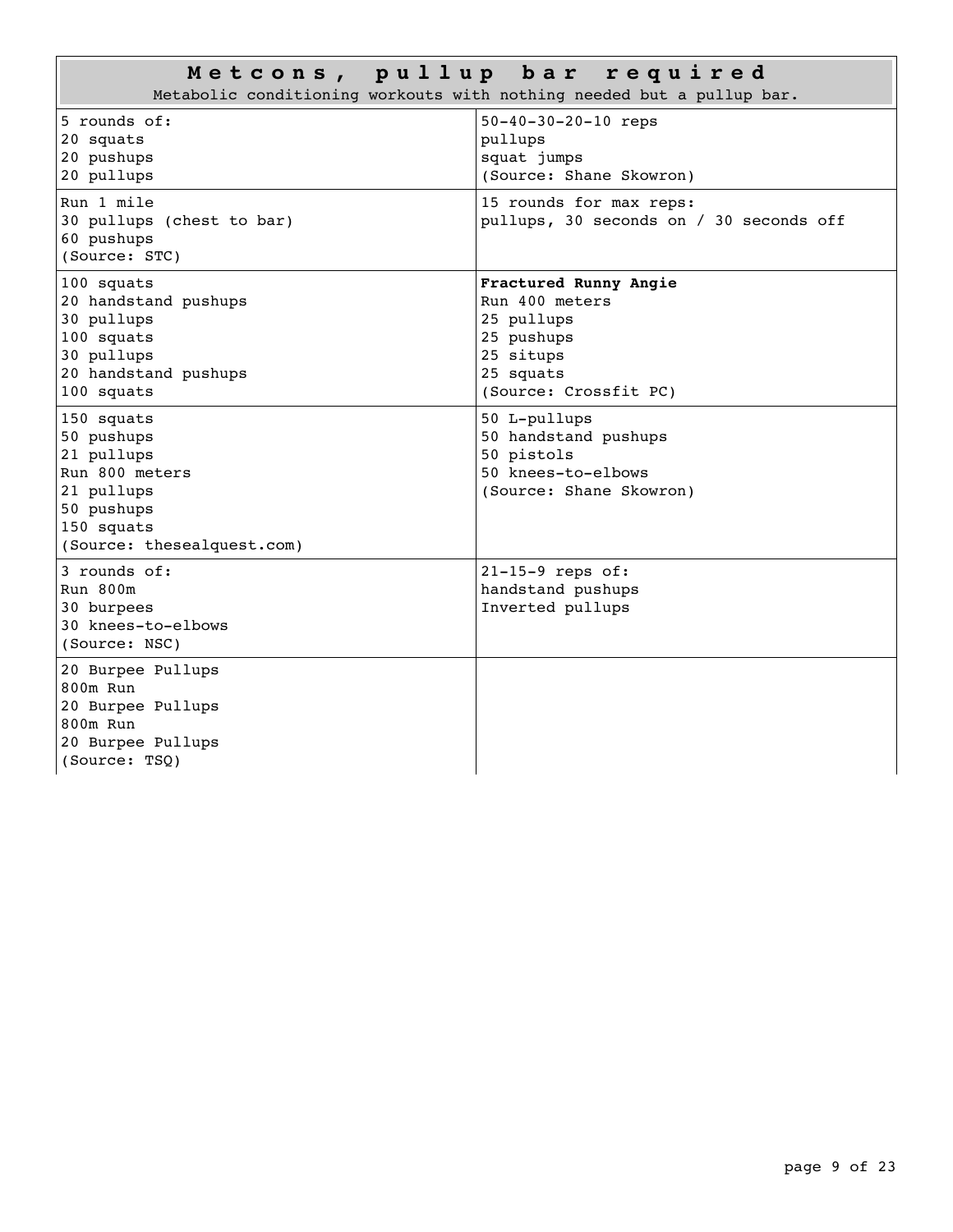## Metcons, pullup bar required

Metabolic conditioning workouts with nothing needed but a pullup bar.

| | |
|---|---|
| 5 rounds of:<br>20 squats<br>20 pushups<br>20 pullups | 50-40-30-20-10 reps<br>pullups<br>squat jumps<br>(Source: Shane Skowron) |
| Run 1 mile<br>30 pullups (chest to bar)<br>60 pushups<br>(Source: STC) | 15 rounds for max reps:<br>pullups, 30 seconds on / 30 seconds off |
| 100 squats<br>20 handstand pushups<br>30 pullups<br>100 squats<br>30 pullups<br>20 handstand pushups<br>100 squats | **Fractured Runny Angie**<br>Run 400 meters<br>25 pullups<br>25 pushups<br>25 situps<br>25 squats<br>(Source: Crossfit PC) |
| 150 squats<br>50 pushups<br>21 pullups<br>Run 800 meters<br>21 pullups<br>50 pushups<br>150 squats<br>(Source: thesealquest.com) | 50 L-pullups<br>50 handstand pushups<br>50 pistols<br>50 knees-to-elbows<br>(Source: Shane Skowron) |
| 3 rounds of:<br>Run 800m<br>30 burpees<br>30 knees-to-elbows<br>(Source: NSC) | 21-15-9 reps of:<br>handstand pushups<br>Inverted pullups |
| 20 Burpee Pullups<br>800m Run<br>20 Burpee Pullups<br>800m Run<br>20 Burpee Pullups<br>(Source: TSQ) | |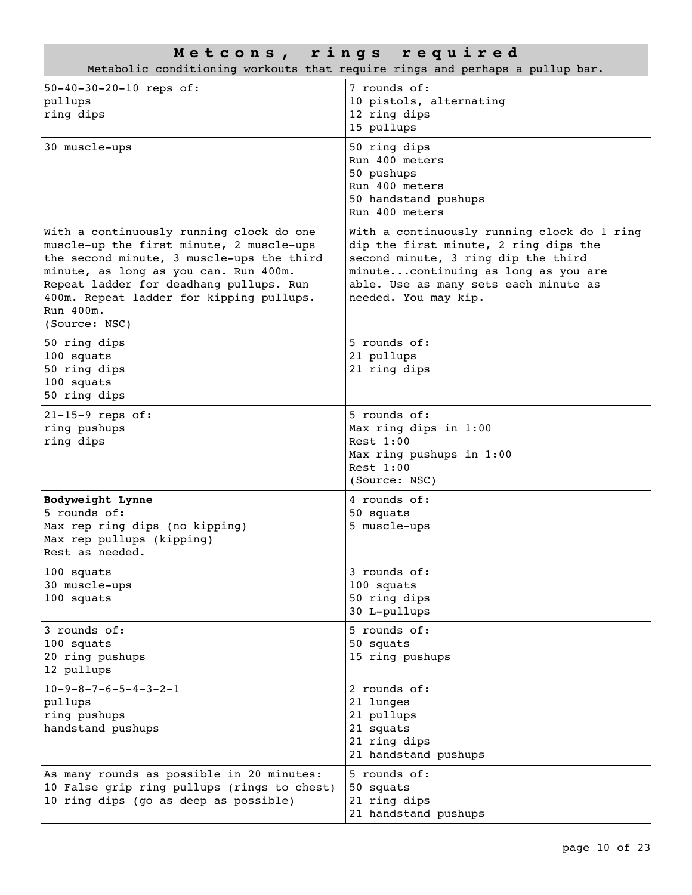## Metcons, rings required

Metabolic conditioning workouts that require rings and perhaps a pullup bar.

| | |
|---|---|
| 50-40-30-20-10 reps of:<br>pullups<br>ring dips | 7 rounds of:<br>10 pistols, alternating<br>12 ring dips<br>15 pullups |
| 30 muscle-ups | 50 ring dips<br>Run 400 meters<br>50 pushups<br>Run 400 meters<br>50 handstand pushups<br>Run 400 meters |
| With a continuously running clock do one muscle-up the first minute, 2 muscle-ups the second minute, 3 muscle-ups the third minute, as long as you can. Run 400m. Repeat ladder for deadhang pullups. Run 400m. Repeat ladder for kipping pullups. Run 400m.<br>(Source: NSC) | With a continuously running clock do 1 ring dip the first minute, 2 ring dips the second minute, 3 ring dip the third minute...continuing as long as you are able. Use as many sets each minute as needed. You may kip. |
| 50 ring dips<br>100 squats<br>50 ring dips<br>100 squats<br>50 ring dips | 5 rounds of:<br>21 pullups<br>21 ring dips |
| 21-15-9 reps of:<br>ring pushups<br>ring dips | 5 rounds of:<br>Max ring dips in 1:00<br>Rest 1:00<br>Max ring pushups in 1:00<br>Rest 1:00<br>(Source: NSC) |
| **Bodyweight Lynne**<br>5 rounds of:<br>Max rep ring dips (no kipping)<br>Max rep pullups (kipping)<br>Rest as needed. | 4 rounds of:<br>50 squats<br>5 muscle-ups |
| 100 squats<br>30 muscle-ups<br>100 squats | 3 rounds of:<br>100 squats<br>50 ring dips<br>30 L-pullups |
| 3 rounds of:<br>100 squats<br>20 ring pushups<br>12 pullups | 5 rounds of:<br>50 squats<br>15 ring pushups |
| 10-9-8-7-6-5-4-3-2-1<br>pullups<br>ring pushups<br>handstand pushups | 2 rounds of:<br>21 lunges<br>21 pullups<br>21 squats<br>21 ring dips<br>21 handstand pushups |
| As many rounds as possible in 20 minutes:<br>10 False grip ring pullups (rings to chest)<br>10 ring dips (go as deep as possible) | 5 rounds of:<br>50 squats<br>21 ring dips<br>21 handstand pushups |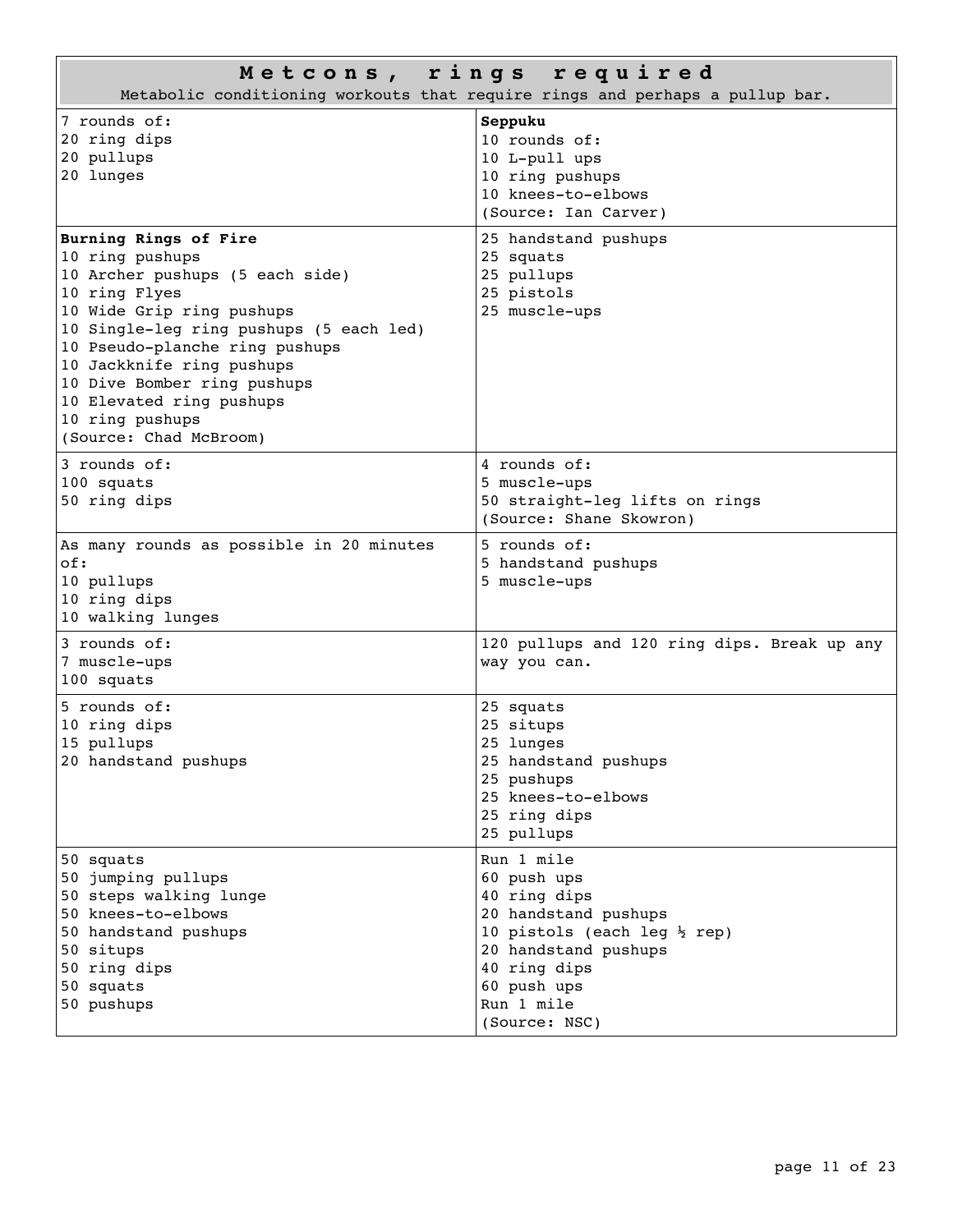# Metcons, rings required

Metabolic conditioning workouts that require rings and perhaps a pullup bar.

| | |
|---|---|
| 7 rounds of:<br>20 ring dips<br>20 pullups<br>20 lunges | **Seppuku**<br>10 rounds of:<br>10 L-pull ups<br>10 ring pushups<br>10 knees-to-elbows<br>(Source: Ian Carver) |
| **Burning Rings of Fire**<br>10 ring pushups<br>10 Archer pushups (5 each side)<br>10 ring Flyes<br>10 Wide Grip ring pushups<br>10 Single-leg ring pushups (5 each led)<br>10 Pseudo-planche ring pushups<br>10 Jackknife ring pushups<br>10 Dive Bomber ring pushups<br>10 Elevated ring pushups<br>10 ring pushups<br>(Source: Chad McBroom) | 25 handstand pushups<br>25 squats<br>25 pullups<br>25 pistols<br>25 muscle-ups |
| 3 rounds of:<br>100 squats<br>50 ring dips | 4 rounds of:<br>5 muscle-ups<br>50 straight-leg lifts on rings<br>(Source: Shane Skowron) |
| As many rounds as possible in 20 minutes of:<br>10 pullups<br>10 ring dips<br>10 walking lunges | 5 rounds of:<br>5 handstand pushups<br>5 muscle-ups |
| 3 rounds of:<br>7 muscle-ups<br>100 squats | 120 pullups and 120 ring dips. Break up any way you can. |
| 5 rounds of:<br>10 ring dips<br>15 pullups<br>20 handstand pushups | 25 squats<br>25 situps<br>25 lunges<br>25 handstand pushups<br>25 pushups<br>25 knees-to-elbows<br>25 ring dips<br>25 pullups |
| 50 squats<br>50 jumping pullups<br>50 steps walking lunge<br>50 knees-to-elbows<br>50 handstand pushups<br>50 situps<br>50 ring dips<br>50 squats<br>50 pushups | Run 1 mile<br>60 push ups<br>40 ring dips<br>20 handstand pushups<br>10 pistols (each leg ½ rep)<br>20 handstand pushups<br>40 ring dips<br>60 push ups<br>Run 1 mile<br>(Source: NSC) |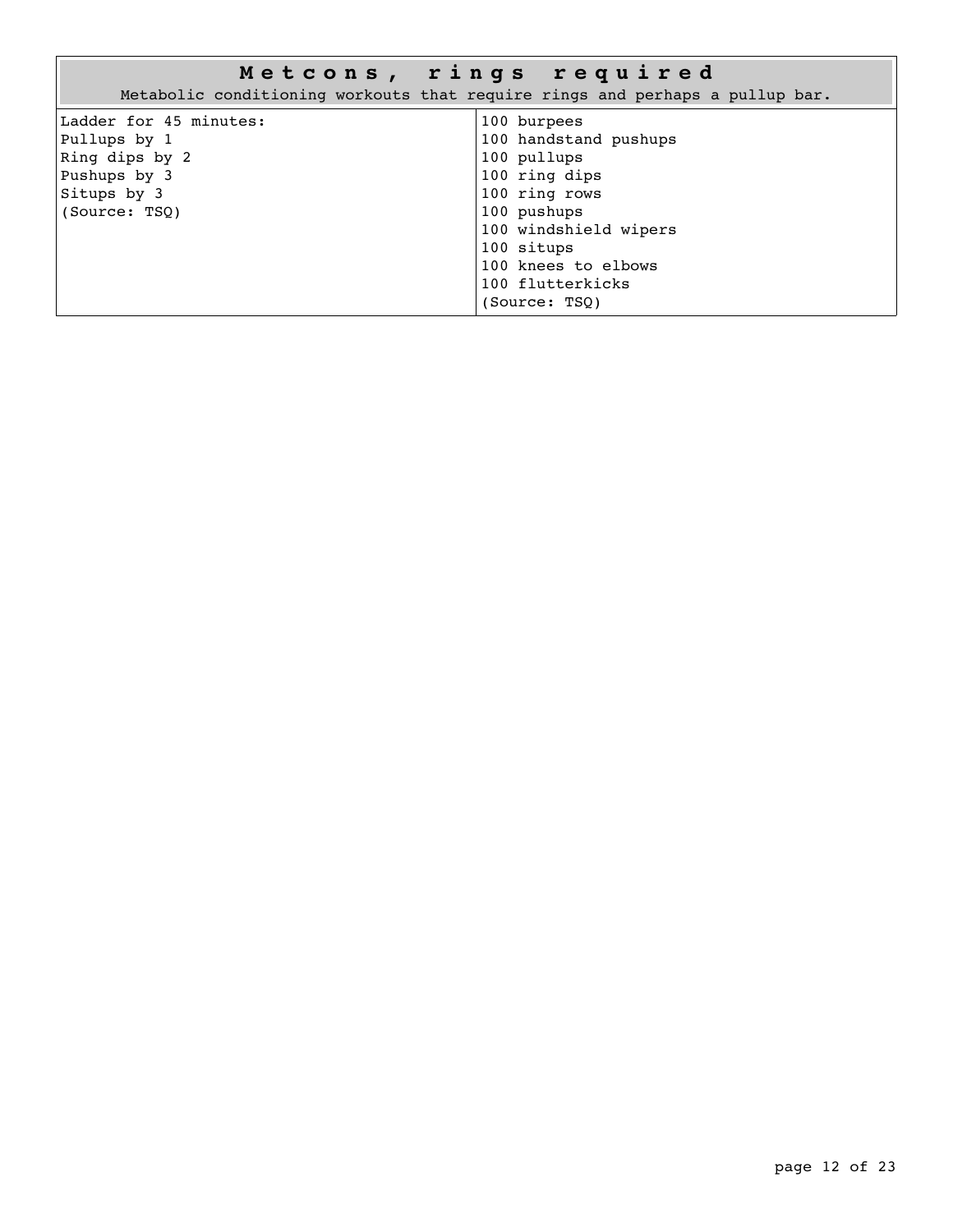## Metcons, rings required

Metabolic conditioning workouts that require rings and perhaps a pullup bar.

| | |
|---|---|
| Ladder for 45 minutes:<br>Pullups by 1<br>Ring dips by 2<br>Pushups by 3<br>Situps by 3<br>(Source: TSQ) | 100 burpees<br>100 handstand pushups<br>100 pullups<br>100 ring dips<br>100 ring rows<br>100 pushups<br>100 windshield wipers<br>100 situps<br>100 knees to elbows<br>100 flutterkicks<br>(Source: TSQ) |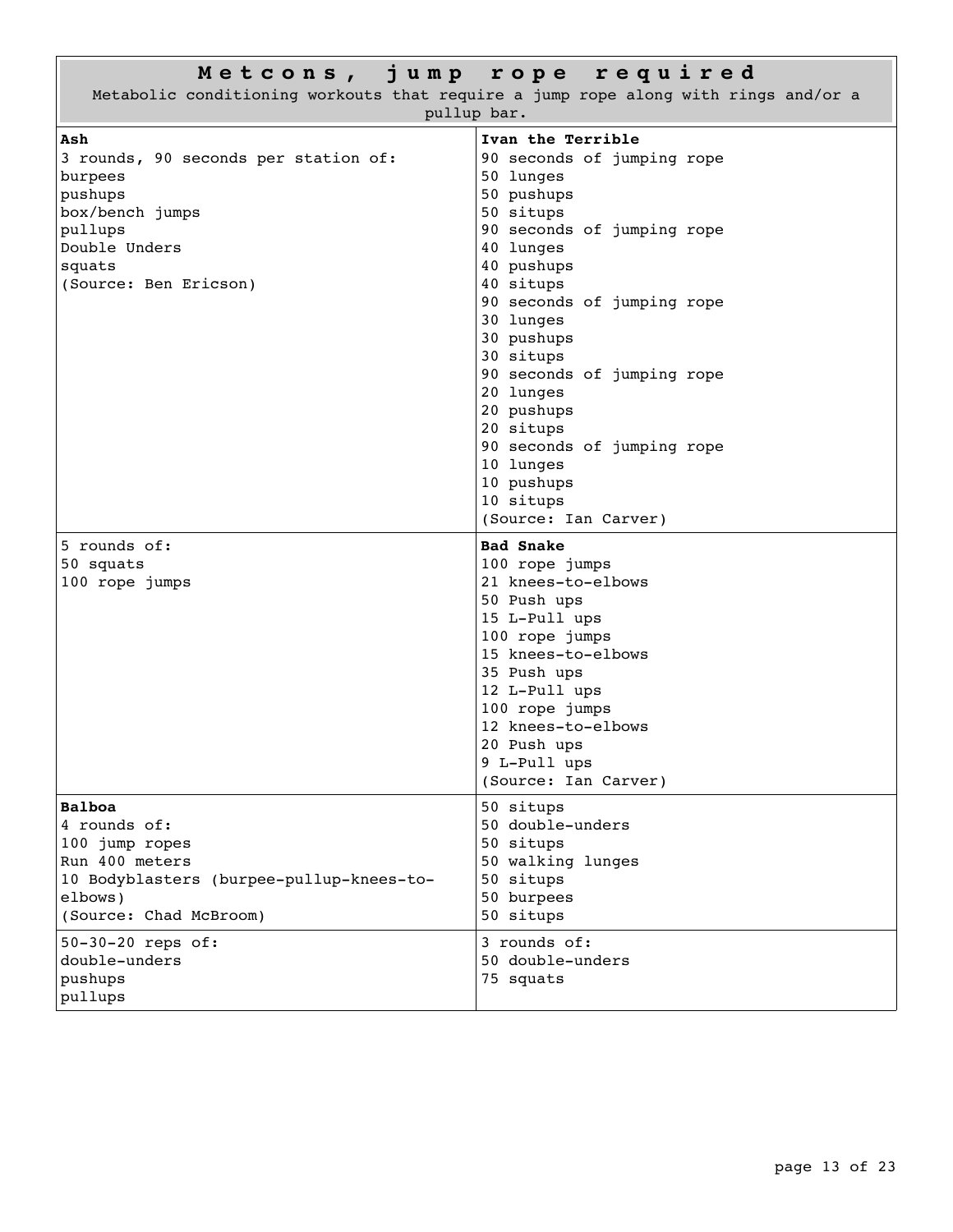## Metcons, jump rope required

Metabolic conditioning workouts that require a jump rope along with rings and/or a pullup bar.

**Ash**
3 rounds, 90 seconds per station of:
burpees
pushups
box/bench jumps
pullups
Double Unders
squats
(Source: Ben Ericson)

**Ivan the Terrible**
90 seconds of jumping rope
50 lunges
50 pushups
50 situps
90 seconds of jumping rope
40 lunges
40 pushups
40 situps
90 seconds of jumping rope
30 lunges
30 pushups
30 situps
90 seconds of jumping rope
20 lunges
20 pushups
20 situps
90 seconds of jumping rope
10 lunges
10 pushups
10 situps
(Source: Ian Carver)

5 rounds of:
50 squats
100 rope jumps

**Bad Snake**
100 rope jumps
21 knees-to-elbows
50 Push ups
15 L-Pull ups
100 rope jumps
15 knees-to-elbows
35 Push ups
12 L-Pull ups
100 rope jumps
12 knees-to-elbows
20 Push ups
9 L-Pull ups
(Source: Ian Carver)

**Balboa**
4 rounds of:
100 jump ropes
Run 400 meters
10 Bodyblasters (burpee-pullup-knees-to-elbows)
(Source: Chad McBroom)

50 situps
50 double-unders
50 situps
50 walking lunges
50 situps
50 burpees
50 situps

50-30-20 reps of:
double-unders
pushups
pullups

3 rounds of:
50 double-unders
75 squats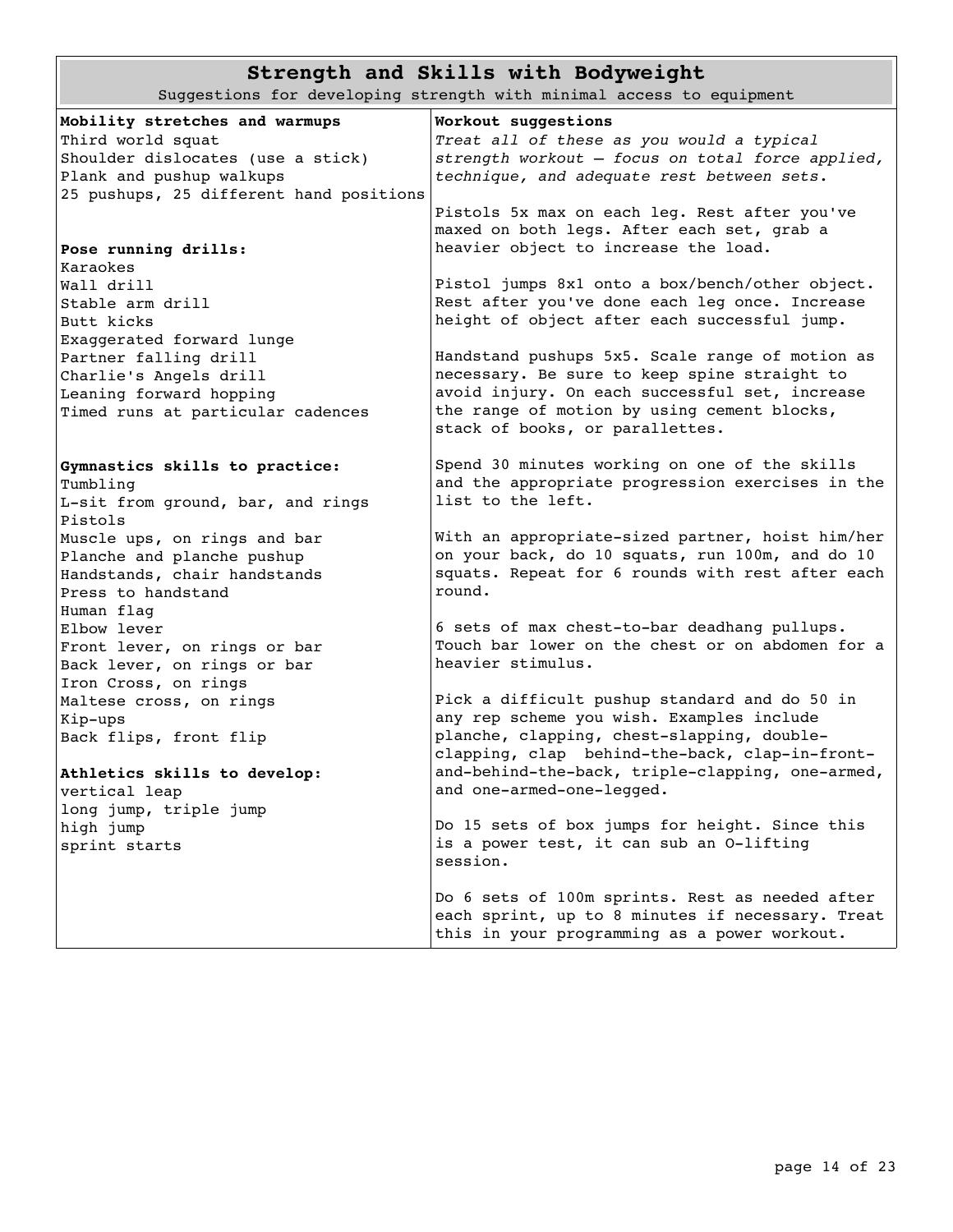# Strength and Skills with Bodyweight

Suggestions for developing strength with minimal access to equipment

**Mobility stretches and warmups**

Third world squat
Shoulder dislocates (use a stick)
Plank and pushup walkups
25 pushups, 25 different hand positions

**Pose running drills:**

Karaokes
Wall drill
Stable arm drill
Butt kicks
Exaggerated forward lunge
Partner falling drill
Charlie's Angels drill
Leaning forward hopping
Timed runs at particular cadences

**Gymnastics skills to practice:**

Tumbling
L-sit from ground, bar, and rings
Pistols
Muscle ups, on rings and bar
Planche and planche pushup
Handstands, chair handstands
Press to handstand
Human flag
Elbow lever
Front lever, on rings or bar
Back lever, on rings or bar
Iron Cross, on rings
Maltese cross, on rings
Kip-ups
Back flips, front flip

**Athletics skills to develop:**

vertical leap
long jump, triple jump
high jump
sprint starts

**Workout suggestions**

*Treat all of these as you would a typical strength workout – focus on total force applied, technique, and adequate rest between sets.*

Pistols 5x max on each leg. Rest after you've maxed on both legs. After each set, grab a heavier object to increase the load.

Pistol jumps 8x1 onto a box/bench/other object. Rest after you've done each leg once. Increase height of object after each successful jump.

Handstand pushups 5x5. Scale range of motion as necessary. Be sure to keep spine straight to avoid injury. On each successful set, increase the range of motion by using cement blocks, stack of books, or parallettes.

Spend 30 minutes working on one of the skills and the appropriate progression exercises in the list to the left.

With an appropriate-sized partner, hoist him/her on your back, do 10 squats, run 100m, and do 10 squats. Repeat for 6 rounds with rest after each round.

6 sets of max chest-to-bar deadhang pullups. Touch bar lower on the chest or on abdomen for a heavier stimulus.

Pick a difficult pushup standard and do 50 in any rep scheme you wish. Examples include planche, clapping, chest-slapping, double-clapping, clap behind-the-back, clap-in-front-and-behind-the-back, triple-clapping, one-armed, and one-armed-one-legged.

Do 15 sets of box jumps for height. Since this is a power test, it can sub an O-lifting session.

Do 6 sets of 100m sprints. Rest as needed after each sprint, up to 8 minutes if necessary. Treat this in your programming as a power workout.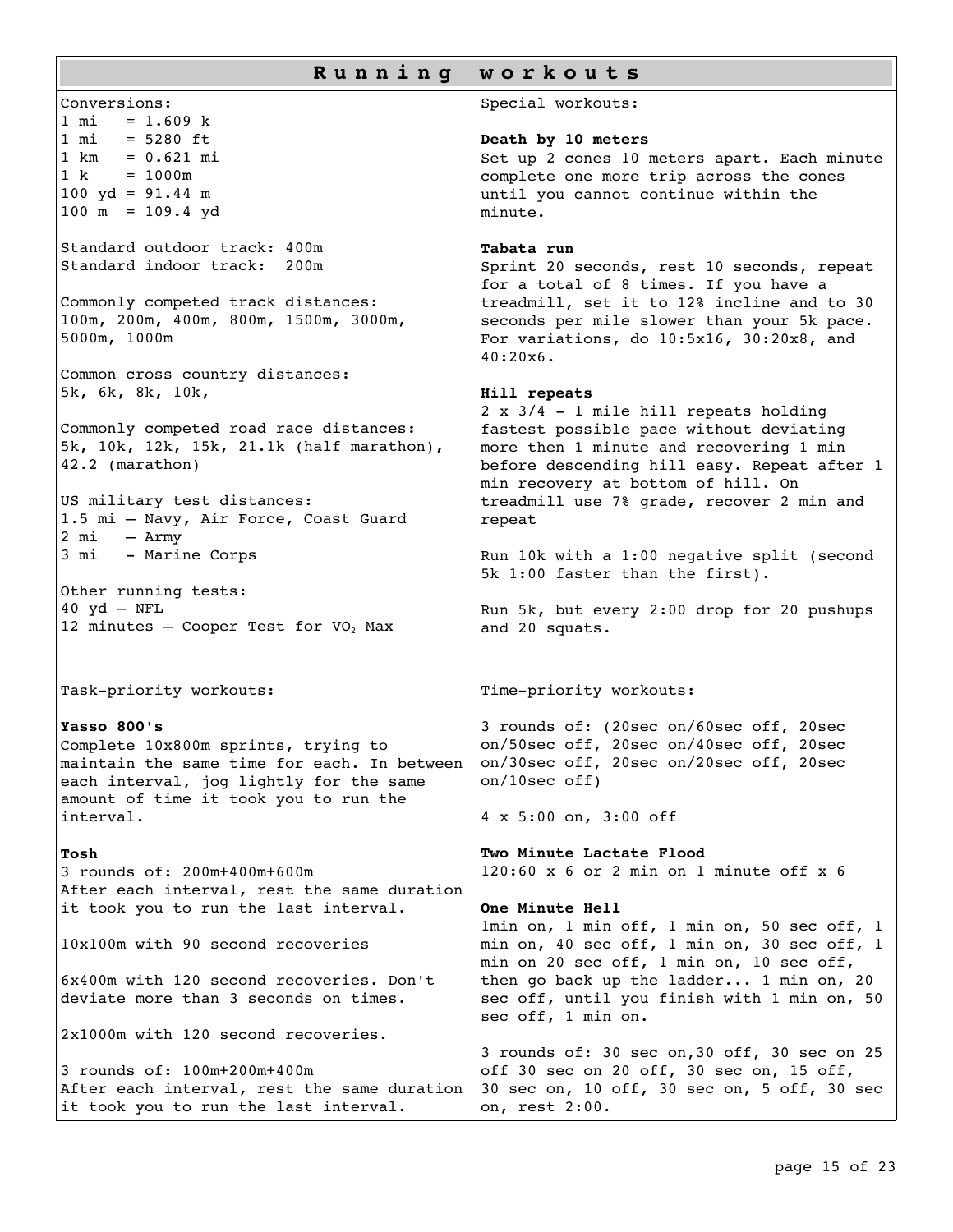# Running workouts

Conversions:
1 mi = 1.609 k
1 mi = 5280 ft
1 km = 0.621 mi
1 k = 1000m
100 yd = 91.44 m
100 m = 109.4 yd

Standard outdoor track: 400m
Standard indoor track: 200m

Commonly competed track distances:
100m, 200m, 400m, 800m, 1500m, 3000m, 5000m, 1000m

Common cross country distances:
5k, 6k, 8k, 10k,

Commonly competed road race distances:
5k, 10k, 12k, 15k, 21.1k (half marathon), 42.2 (marathon)

US military test distances:
1.5 mi – Navy, Air Force, Coast Guard
2 mi – Army
3 mi - Marine Corps

Other running tests:
40 yd – NFL
12 minutes – Cooper Test for $VO_2$ Max

Special workouts:

**Death by 10 meters**
Set up 2 cones 10 meters apart. Each minute complete one more trip across the cones until you cannot continue within the minute.

**Tabata run**
Sprint 20 seconds, rest 10 seconds, repeat for a total of 8 times. If you have a treadmill, set it to 12% incline and to 30 seconds per mile slower than your 5k pace. For variations, do 10:5x16, 30:20x8, and 40:20x6.

**Hill repeats**
2 x 3/4 - 1 mile hill repeats holding fastest possible pace without deviating more then 1 minute and recovering 1 min before descending hill easy. Repeat after 1 min recovery at bottom of hill. On treadmill use 7% grade, recover 2 min and repeat

Run 10k with a 1:00 negative split (second 5k 1:00 faster than the first).

Run 5k, but every 2:00 drop for 20 pushups and 20 squats.

Task-priority workouts:

**Yasso 800's**
Complete 10x800m sprints, trying to maintain the same time for each. In between each interval, jog lightly for the same amount of time it took you to run the interval.

**Tosh**
3 rounds of: 200m+400m+600m
After each interval, rest the same duration it took you to run the last interval.

10x100m with 90 second recoveries

6x400m with 120 second recoveries. Don't deviate more than 3 seconds on times.

2x1000m with 120 second recoveries.

3 rounds of: 100m+200m+400m
After each interval, rest the same duration it took you to run the last interval.

Time-priority workouts:

3 rounds of: (20sec on/60sec off, 20sec on/50sec off, 20sec on/40sec off, 20sec on/30sec off, 20sec on/20sec off, 20sec on/10sec off)

4 x 5:00 on, 3:00 off

**Two Minute Lactate Flood**
120:60 x 6 or 2 min on 1 minute off x 6

**One Minute Hell**
1min on, 1 min off, 1 min on, 50 sec off, 1 min on, 40 sec off, 1 min on, 30 sec off, 1 min on 20 sec off, 1 min on, 10 sec off, then go back up the ladder... 1 min on, 20 sec off, until you finish with 1 min on, 50 sec off, 1 min on.

3 rounds of: 30 sec on,30 off, 30 sec on 25 off 30 sec on 20 off, 30 sec on, 15 off, 30 sec on, 10 off, 30 sec on, 5 off, 30 sec on, rest 2:00.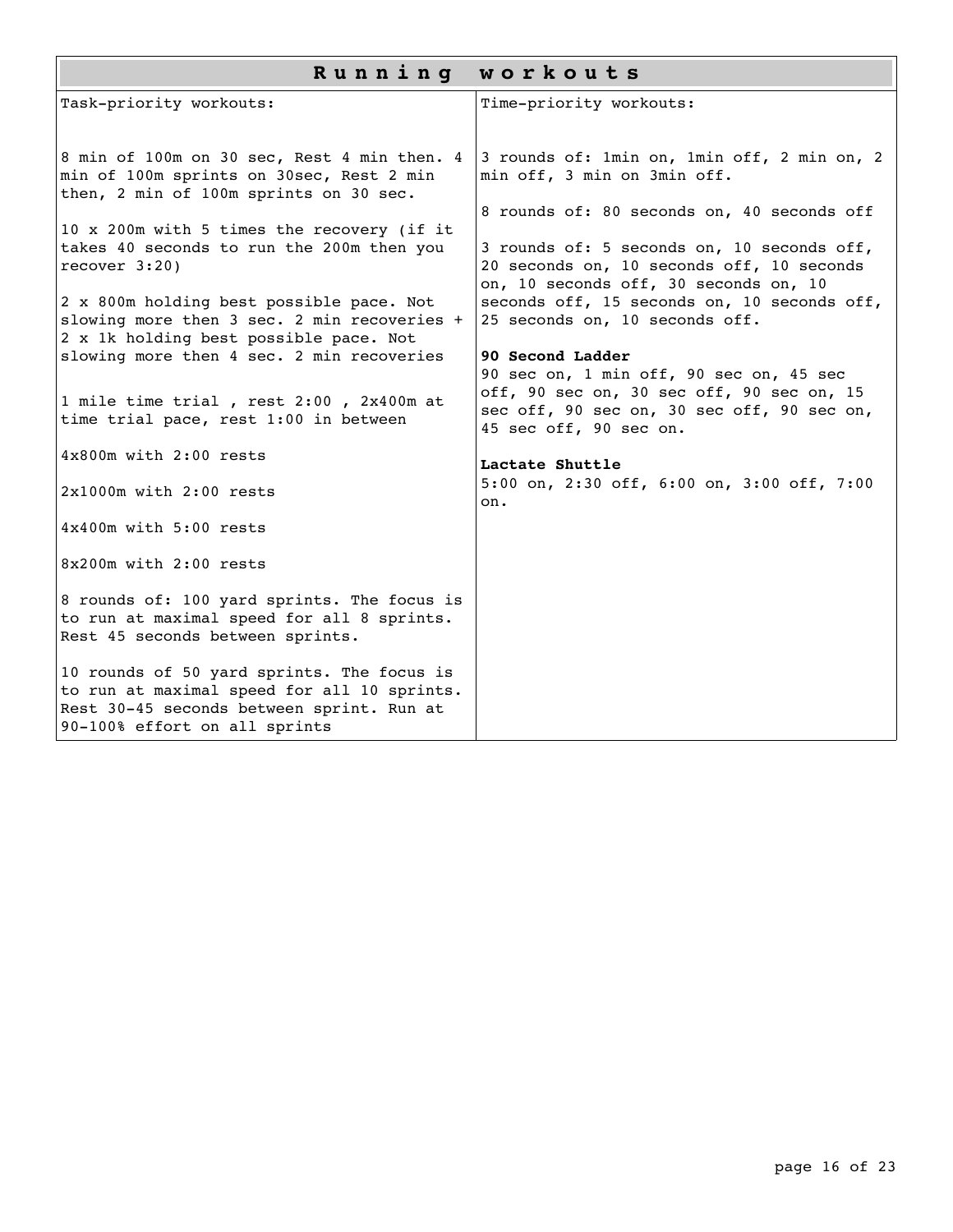# Running workouts

| Task-priority workouts: | Time-priority workouts: |
| --- | --- |
| 8 min of 100m on 30 sec, Rest 4 min then. 4 min of 100m sprints on 30sec, Rest 2 min then, 2 min of 100m sprints on 30 sec. | 3 rounds of: 1min on, 1min off, 2 min on, 2 min off, 3 min on 3min off. |
| 10 x 200m with 5 times the recovery (if it takes 40 seconds to run the 200m then you recover 3:20) | 8 rounds of: 80 seconds on, 40 seconds off |
| 2 x 800m holding best possible pace. Not slowing more then 3 sec. 2 min recoveries + 2 x 1k holding best possible pace. Not slowing more then 4 sec. 2 min recoveries | 3 rounds of: 5 seconds on, 10 seconds off, 20 seconds on, 10 seconds off, 10 seconds on, 10 seconds off, 30 seconds on, 10 seconds off, 15 seconds on, 10 seconds off, 25 seconds on, 10 seconds off. |
| 1 mile time trial , rest 2:00 , 2x400m at time trial pace, rest 1:00 in between | **90 Second Ladder** 90 sec on, 1 min off, 90 sec on, 45 sec off, 90 sec on, 30 sec off, 90 sec on, 15 sec off, 90 sec on, 30 sec off, 90 sec on, 45 sec off, 90 sec on. |
| 4x800m with 2:00 rests | **Lactate Shuttle** 5:00 on, 2:30 off, 6:00 on, 3:00 off, 7:00 on. |
| 2x1000m with 2:00 rests | |
| 4x400m with 5:00 rests | |
| 8x200m with 2:00 rests | |
| 8 rounds of: 100 yard sprints. The focus is to run at maximal speed for all 8 sprints. Rest 45 seconds between sprints. | |
| 10 rounds of 50 yard sprints. The focus is to run at maximal speed for all 10 sprints. Rest 30-45 seconds between sprint. Run at 90-100% effort on all sprints | |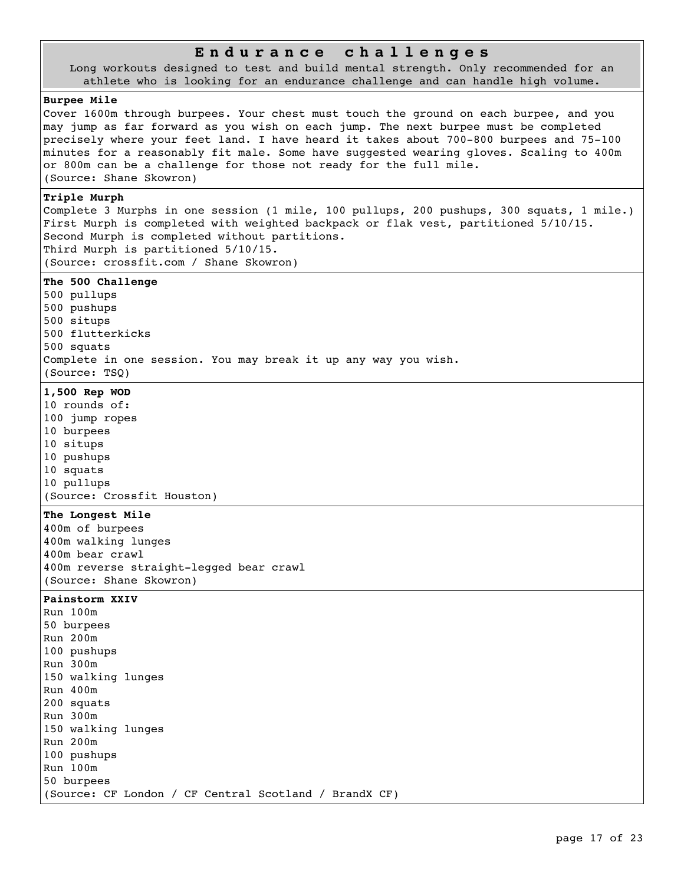## Endurance challenges

Long workouts designed to test and build mental strength. Only recommended for an athlete who is looking for an endurance challenge and can handle high volume.

**Burpee Mile**

Cover 1600m through burpees. Your chest must touch the ground on each burpee, and you may jump as far forward as you wish on each jump. The next burpee must be completed precisely where your feet land. I have heard it takes about 700-800 burpees and 75-100 minutes for a reasonably fit male. Some have suggested wearing gloves. Scaling to 400m or 800m can be a challenge for those not ready for the full mile.
(Source: Shane Skowron)

**Triple Murph**

Complete 3 Murphs in one session (1 mile, 100 pullups, 200 pushups, 300 squats, 1 mile.)
First Murph is completed with weighted backpack or flak vest, partitioned 5/10/15.
Second Murph is completed without partitions.
Third Murph is partitioned 5/10/15.
(Source: crossfit.com / Shane Skowron)

**The 500 Challenge**

500 pullups
500 pushups
500 situps
500 flutterkicks
500 squats
Complete in one session. You may break it up any way you wish.
(Source: TSQ)

**1,500 Rep WOD**

10 rounds of:
100 jump ropes
10 burpees
10 situps
10 pushups
10 squats
10 pullups
(Source: Crossfit Houston)

**The Longest Mile**

400m of burpees
400m walking lunges
400m bear crawl
400m reverse straight-legged bear crawl
(Source: Shane Skowron)

**Painstorm XXIV**

Run 100m
50 burpees
Run 200m
100 pushups
Run 300m
150 walking lunges
Run 400m
200 squats
Run 300m
150 walking lunges
Run 200m
100 pushups
Run 100m
50 burpees
(Source: CF London / CF Central Scotland / BrandX CF)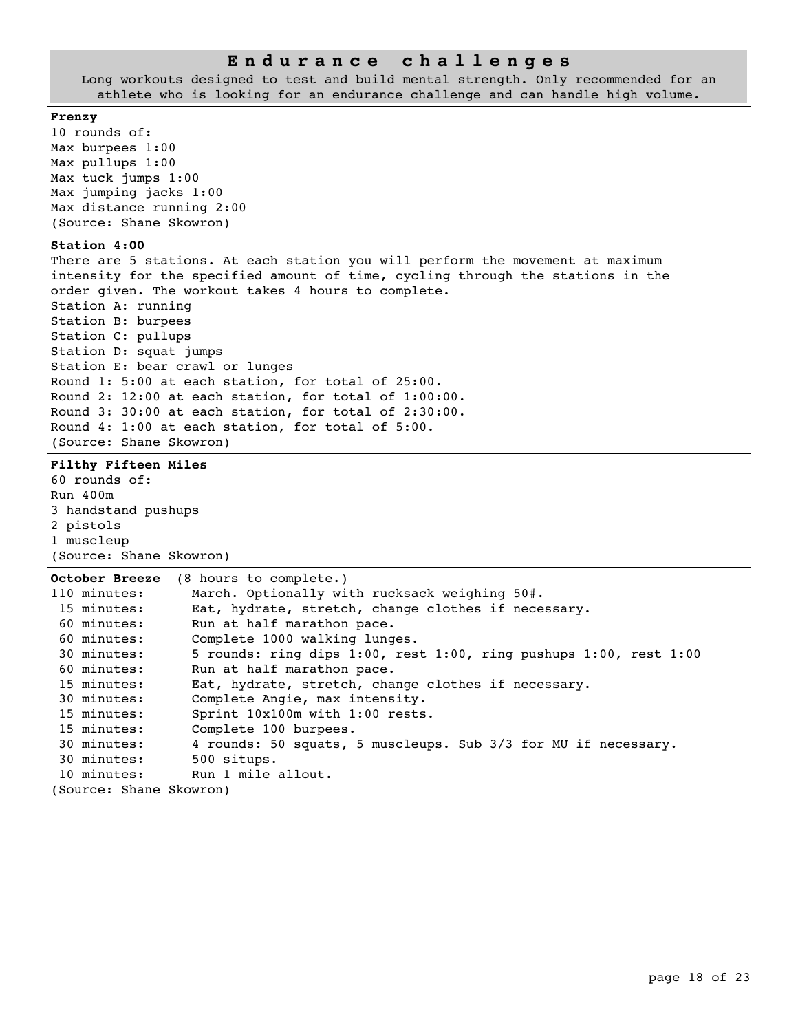## Endurance challenges

Long workouts designed to test and build mental strength. Only recommended for an athlete who is looking for an endurance challenge and can handle high volume.

**Frenzy**

10 rounds of:
Max burpees 1:00
Max pullups 1:00
Max tuck jumps 1:00
Max jumping jacks 1:00
Max distance running 2:00
(Source: Shane Skowron)

**Station 4:00**

There are 5 stations. At each station you will perform the movement at maximum intensity for the specified amount of time, cycling through the stations in the order given. The workout takes 4 hours to complete.
Station A: running
Station B: burpees
Station C: pullups
Station D: squat jumps
Station E: bear crawl or lunges
Round 1: 5:00 at each station, for total of 25:00.
Round 2: 12:00 at each station, for total of 1:00:00.
Round 3: 30:00 at each station, for total of 2:30:00.
Round 4: 1:00 at each station, for total of 5:00.
(Source: Shane Skowron)

**Filthy Fifteen Miles**

60 rounds of:
Run 400m
3 handstand pushups
2 pistols
1 muscleup
(Source: Shane Skowron)

**October Breeze** (8 hours to complete.)

| | |
|---|---|
| 110 minutes: | March. Optionally with rucksack weighing 50#. |
| 15 minutes: | Eat, hydrate, stretch, change clothes if necessary. |
| 60 minutes: | Run at half marathon pace. |
| 60 minutes: | Complete 1000 walking lunges. |
| 30 minutes: | 5 rounds: ring dips 1:00, rest 1:00, ring pushups 1:00, rest 1:00 |
| 60 minutes: | Run at half marathon pace. |
| 15 minutes: | Eat, hydrate, stretch, change clothes if necessary. |
| 30 minutes: | Complete Angie, max intensity. |
| 15 minutes: | Sprint 10x100m with 1:00 rests. |
| 15 minutes: | Complete 100 burpees. |
| 30 minutes: | 4 rounds: 50 squats, 5 muscleups. Sub 3/3 for MU if necessary. |
| 30 minutes: | 500 situps. |
| 10 minutes: | Run 1 mile allout. |

(Source: Shane Skowron)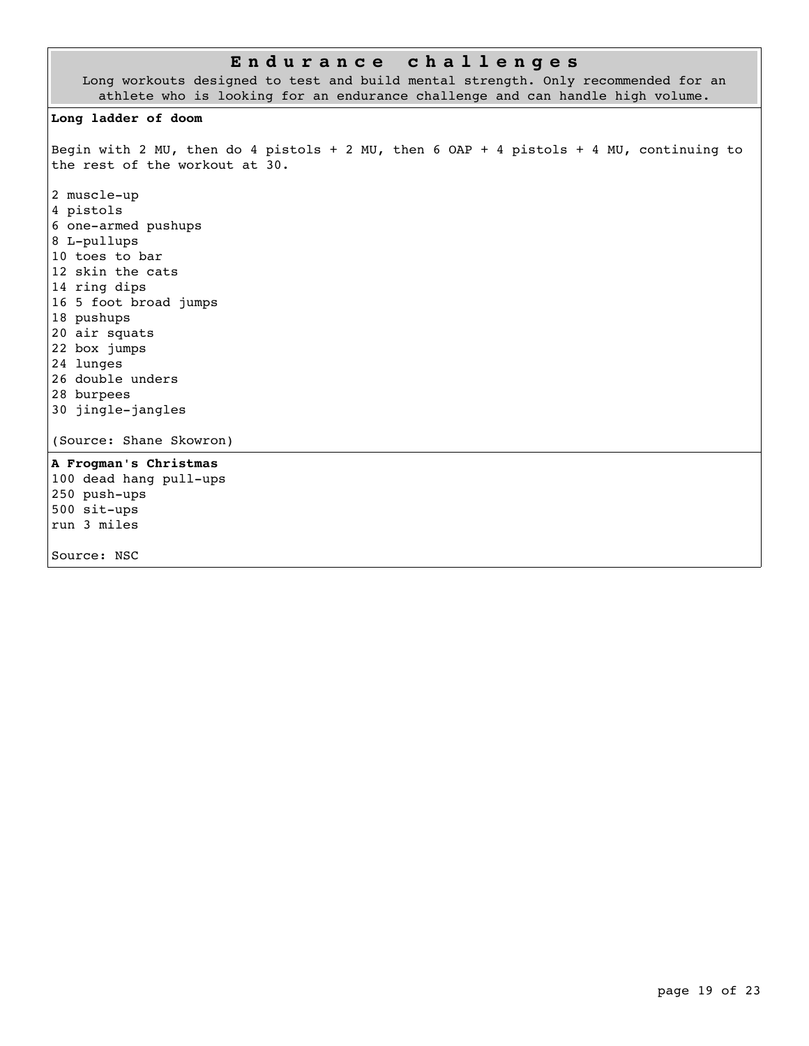## Endurance challenges

Long workouts designed to test and build mental strength. Only recommended for an athlete who is looking for an endurance challenge and can handle high volume.

**Long ladder of doom**

Begin with 2 MU, then do 4 pistols + 2 MU, then 6 OAP + 4 pistols + 4 MU, continuing to the rest of the workout at 30.

2 muscle-up
4 pistols
6 one-armed pushups
8 L-pullups
10 toes to bar
12 skin the cats
14 ring dips
16 5 foot broad jumps
18 pushups
20 air squats
22 box jumps
24 lunges
26 double unders
28 burpees
30 jingle-jangles

(Source: Shane Skowron)

**A Frogman's Christmas**

100 dead hang pull-ups
250 push-ups
500 sit-ups
run 3 miles

Source: NSC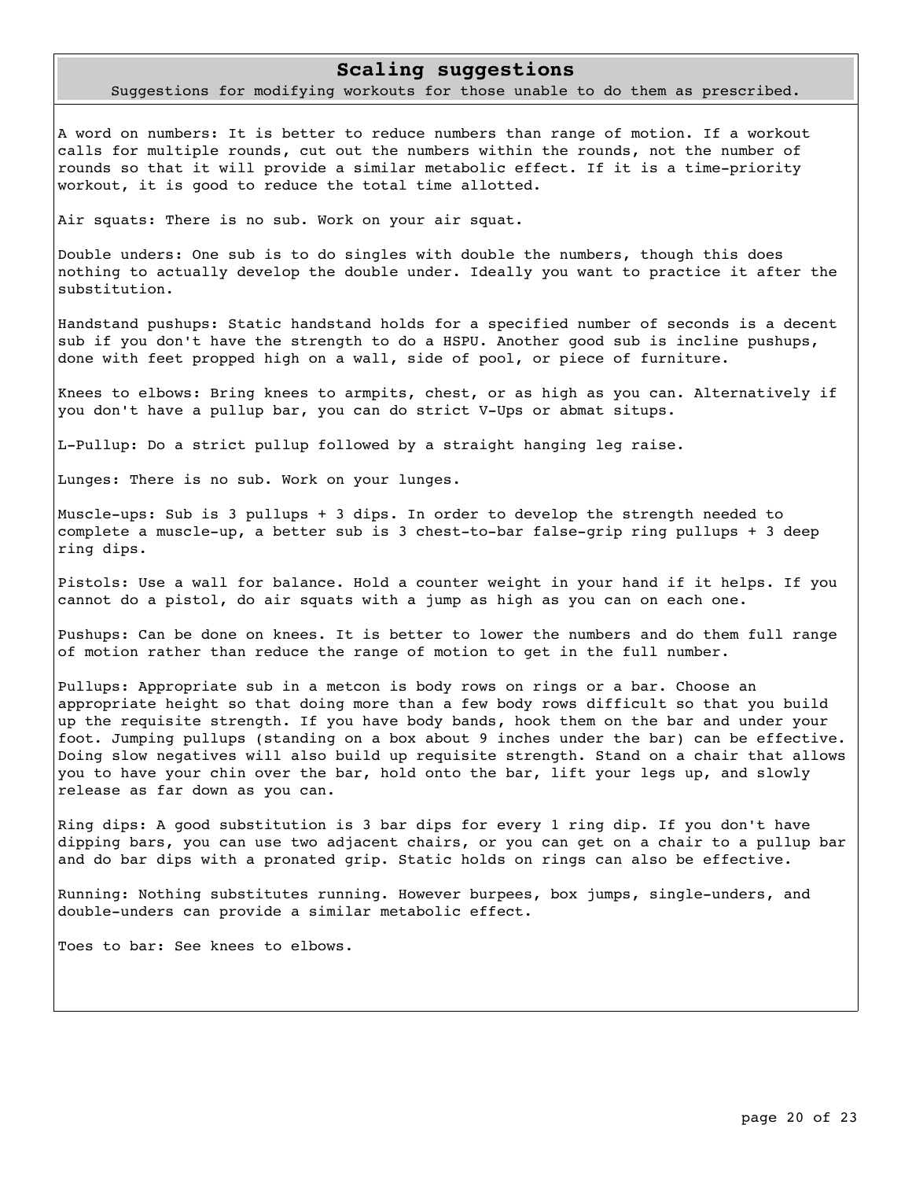## Scaling suggestions

Suggestions for modifying workouts for those unable to do them as prescribed.

A word on numbers: It is better to reduce numbers than range of motion. If a workout calls for multiple rounds, cut out the numbers within the rounds, not the number of rounds so that it will provide a similar metabolic effect. If it is a time-priority workout, it is good to reduce the total time allotted.

Air squats: There is no sub. Work on your air squat.

Double unders: One sub is to do singles with double the numbers, though this does nothing to actually develop the double under. Ideally you want to practice it after the substitution.

Handstand pushups: Static handstand holds for a specified number of seconds is a decent sub if you don't have the strength to do a HSPU. Another good sub is incline pushups, done with feet propped high on a wall, side of pool, or piece of furniture.

Knees to elbows: Bring knees to armpits, chest, or as high as you can. Alternatively if you don't have a pullup bar, you can do strict V-Ups or abmat situps.

L-Pullup: Do a strict pullup followed by a straight hanging leg raise.

Lunges: There is no sub. Work on your lunges.

Muscle-ups: Sub is 3 pullups + 3 dips. In order to develop the strength needed to complete a muscle-up, a better sub is 3 chest-to-bar false-grip ring pullups + 3 deep ring dips.

Pistols: Use a wall for balance. Hold a counter weight in your hand if it helps. If you cannot do a pistol, do air squats with a jump as high as you can on each one.

Pushups: Can be done on knees. It is better to lower the numbers and do them full range of motion rather than reduce the range of motion to get in the full number.

Pullups: Appropriate sub in a metcon is body rows on rings or a bar. Choose an appropriate height so that doing more than a few body rows difficult so that you build up the requisite strength. If you have body bands, hook them on the bar and under your foot. Jumping pullups (standing on a box about 9 inches under the bar) can be effective. Doing slow negatives will also build up requisite strength. Stand on a chair that allows you to have your chin over the bar, hold onto the bar, lift your legs up, and slowly release as far down as you can.

Ring dips: A good substitution is 3 bar dips for every 1 ring dip. If you don't have dipping bars, you can use two adjacent chairs, or you can get on a chair to a pullup bar and do bar dips with a pronated grip. Static holds on rings can also be effective.

Running: Nothing substitutes running. However burpees, box jumps, single-unders, and double-unders can provide a similar metabolic effect.

Toes to bar: See knees to elbows.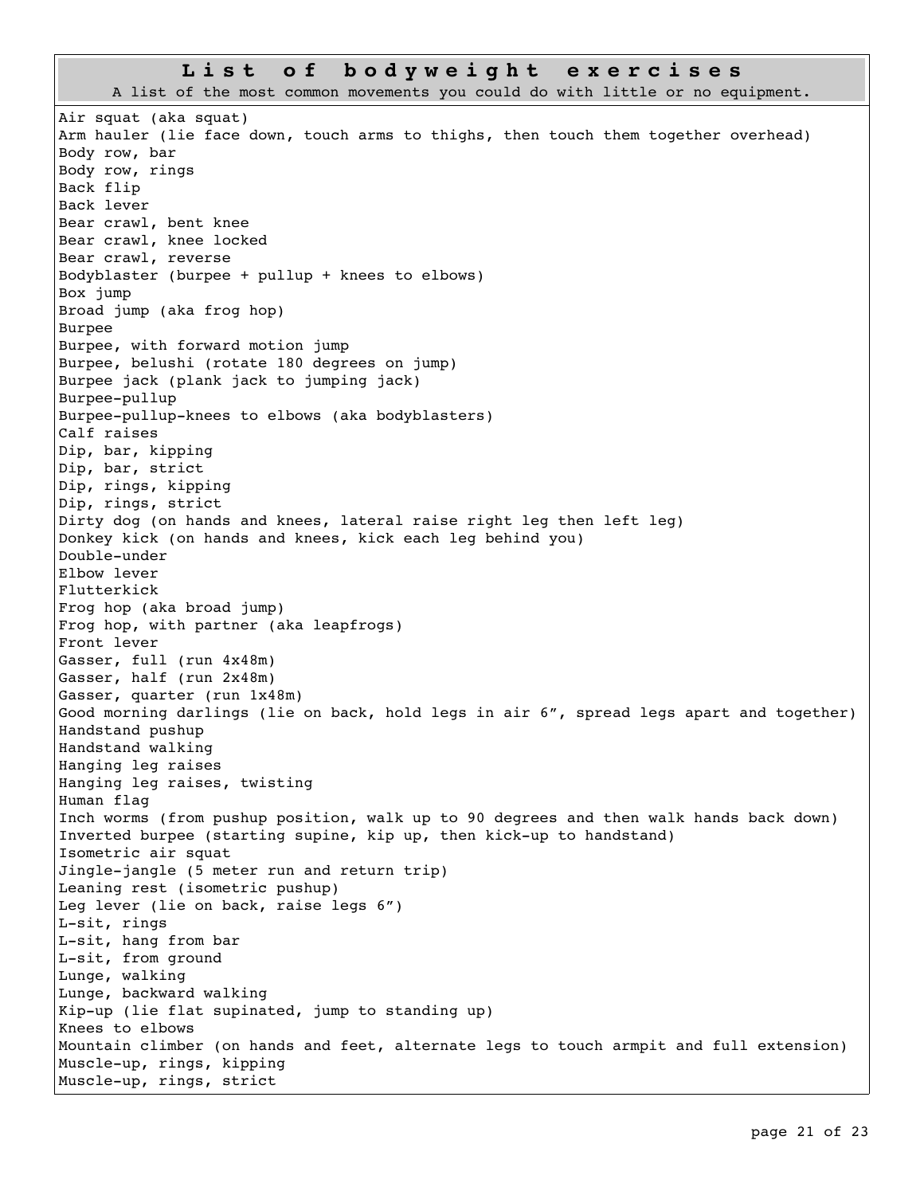## List of bodyweight exercises

A list of the most common movements you could do with little or no equipment.

Air squat (aka squat)
Arm hauler (lie face down, touch arms to thighs, then touch them together overhead)
Body row, bar
Body row, rings
Back flip
Back lever
Bear crawl, bent knee
Bear crawl, knee locked
Bear crawl, reverse
Bodyblaster (burpee + pullup + knees to elbows)
Box jump
Broad jump (aka frog hop)
Burpee
Burpee, with forward motion jump
Burpee, belushi (rotate 180 degrees on jump)
Burpee jack (plank jack to jumping jack)
Burpee-pullup
Burpee-pullup-knees to elbows (aka bodyblasters)
Calf raises
Dip, bar, kipping
Dip, bar, strict
Dip, rings, kipping
Dip, rings, strict
Dirty dog (on hands and knees, lateral raise right leg then left leg)
Donkey kick (on hands and knees, kick each leg behind you)
Double-under
Elbow lever
Flutterkick
Frog hop (aka broad jump)
Frog hop, with partner (aka leapfrogs)
Front lever
Gasser, full (run 4x48m)
Gasser, half (run 2x48m)
Gasser, quarter (run 1x48m)
Good morning darlings (lie on back, hold legs in air 6", spread legs apart and together)
Handstand pushup
Handstand walking
Hanging leg raises
Hanging leg raises, twisting
Human flag
Inch worms (from pushup position, walk up to 90 degrees and then walk hands back down)
Inverted burpee (starting supine, kip up, then kick-up to handstand)
Isometric air squat
Jingle-jangle (5 meter run and return trip)
Leaning rest (isometric pushup)
Leg lever (lie on back, raise legs 6")
L-sit, rings
L-sit, hang from bar
L-sit, from ground
Lunge, walking
Lunge, backward walking
Kip-up (lie flat supinated, jump to standing up)
Knees to elbows
Mountain climber (on hands and feet, alternate legs to touch armpit and full extension)
Muscle-up, rings, kipping
Muscle-up, rings, strict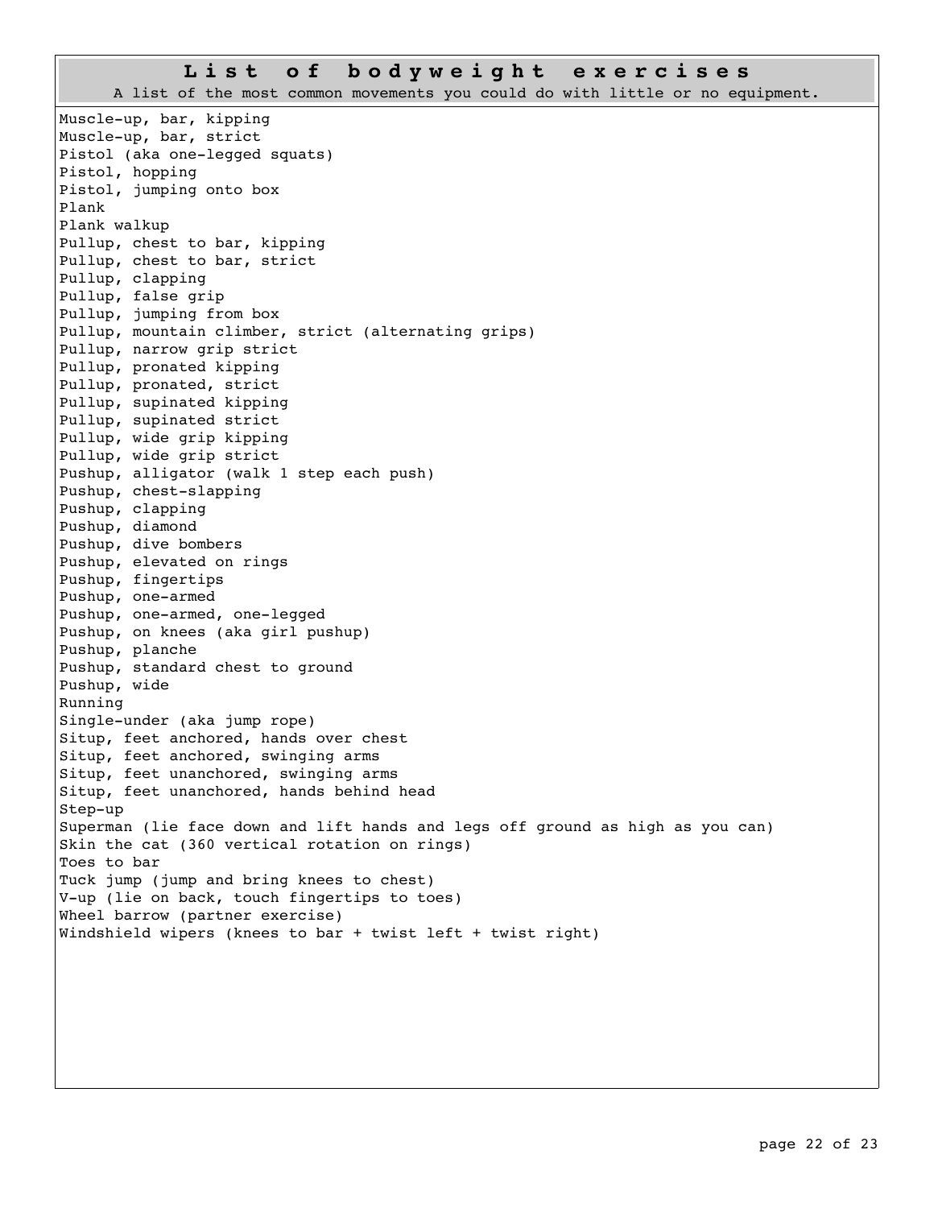## List of bodyweight exercises

A list of the most common movements you could do with little or no equipment.

Muscle-up, bar, kipping
Muscle-up, bar, strict
Pistol (aka one-legged squats)
Pistol, hopping
Pistol, jumping onto box
Plank
Plank walkup
Pullup, chest to bar, kipping
Pullup, chest to bar, strict
Pullup, clapping
Pullup, false grip
Pullup, jumping from box
Pullup, mountain climber, strict (alternating grips)
Pullup, narrow grip strict
Pullup, pronated kipping
Pullup, pronated, strict
Pullup, supinated kipping
Pullup, supinated strict
Pullup, wide grip kipping
Pullup, wide grip strict
Pushup, alligator (walk 1 step each push)
Pushup, chest-slapping
Pushup, clapping
Pushup, diamond
Pushup, dive bombers
Pushup, elevated on rings
Pushup, fingertips
Pushup, one-armed
Pushup, one-armed, one-legged
Pushup, on knees (aka girl pushup)
Pushup, planche
Pushup, standard chest to ground
Pushup, wide
Running
Single-under (aka jump rope)
Situp, feet anchored, hands over chest
Situp, feet anchored, swinging arms
Situp, feet unanchored, swinging arms
Situp, feet unanchored, hands behind head
Step-up
Superman (lie face down and lift hands and legs off ground as high as you can)
Skin the cat (360 vertical rotation on rings)
Toes to bar
Tuck jump (jump and bring knees to chest)
V-up (lie on back, touch fingertips to toes)
Wheel barrow (partner exercise)
Windshield wipers (knees to bar + twist left + twist right)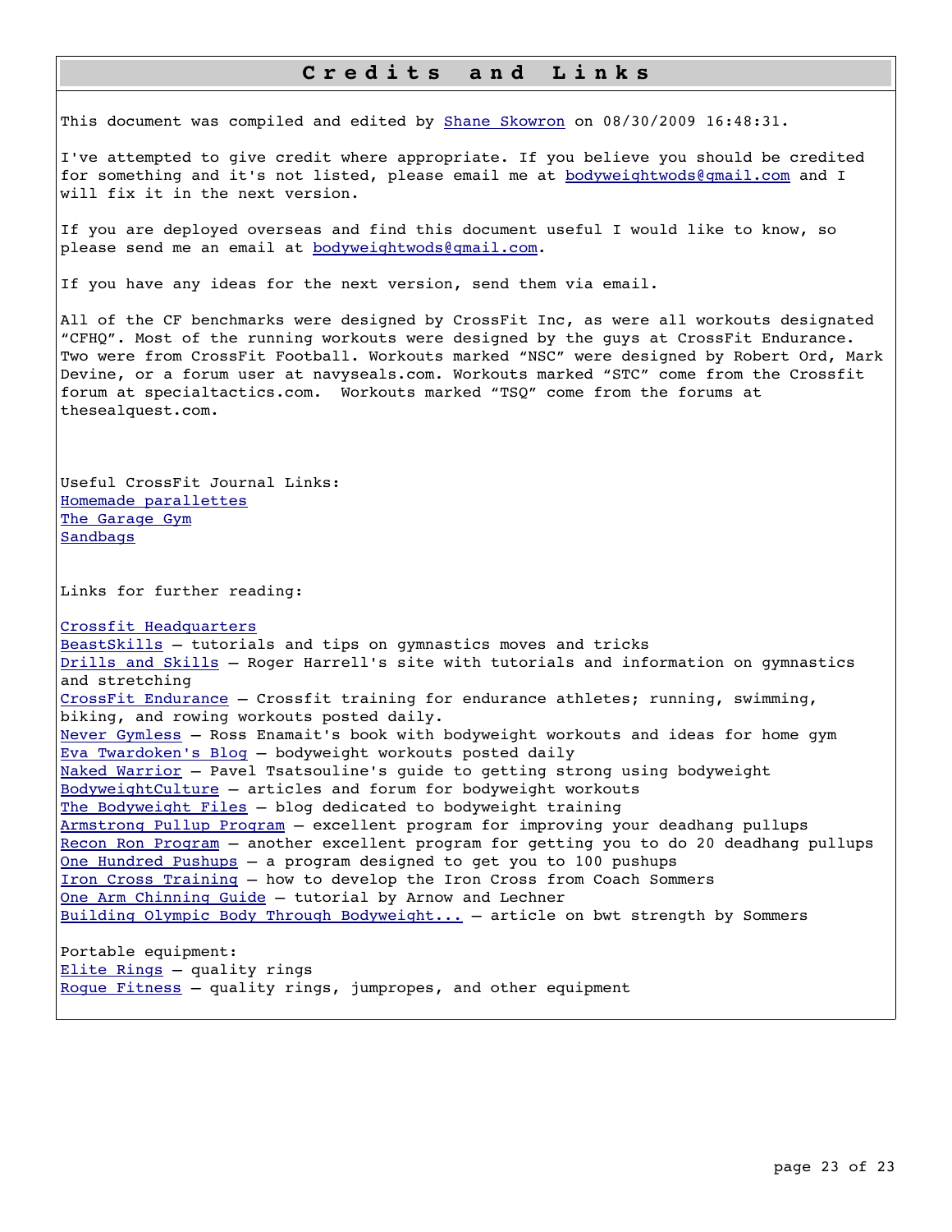# Credits and Links

This document was compiled and edited by Shane Skowron on 08/30/2009 16:48:31.

I've attempted to give credit where appropriate. If you believe you should be credited for something and it's not listed, please email me at bodyweightwods@gmail.com and I will fix it in the next version.

If you are deployed overseas and find this document useful I would like to know, so please send me an email at bodyweightwods@gmail.com.

If you have any ideas for the next version, send them via email.

All of the CF benchmarks were designed by CrossFit Inc, as were all workouts designated "CFHQ". Most of the running workouts were designed by the guys at CrossFit Endurance. Two were from CrossFit Football. Workouts marked "NSC" were designed by Robert Ord, Mark Devine, or a forum user at navyseals.com. Workouts marked "STC" come from the Crossfit forum at specialtactics.com. Workouts marked "TSQ" come from the forums at thesealquest.com.

Useful CrossFit Journal Links:
Homemade parallettes
The Garage Gym
Sandbags

Links for further reading:

Crossfit Headquarters
BeastSkills – tutorials and tips on gymnastics moves and tricks
Drills and Skills – Roger Harrell's site with tutorials and information on gymnastics and stretching
CrossFit Endurance – Crossfit training for endurance athletes; running, swimming, biking, and rowing workouts posted daily.
Never Gymless – Ross Enamait's book with bodyweight workouts and ideas for home gym
Eva Twardoken's Blog – bodyweight workouts posted daily
Naked Warrior – Pavel Tsatsouline's guide to getting strong using bodyweight
BodyweightCulture – articles and forum for bodyweight workouts
The Bodyweight Files – blog dedicated to bodyweight training
Armstrong Pullup Program – excellent program for improving your deadhang pullups
Recon Ron Program – another excellent program for getting you to do 20 deadhang pullups
One Hundred Pushups – a program designed to get you to 100 pushups
Iron Cross Training – how to develop the Iron Cross from Coach Sommers
One Arm Chinning Guide – tutorial by Arnow and Lechner
Building Olympic Body Through Bodyweight... – article on bwt strength by Sommers

Portable equipment:
Elite Rings – quality rings
Rogue Fitness – quality rings, jumpropes, and other equipment